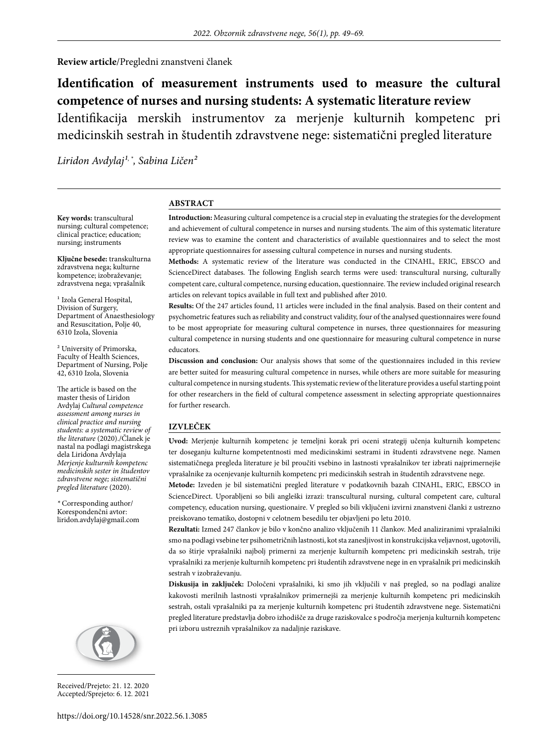**Review article**/Pregledni znanstveni članek

# Identification of measurement instruments used to measure the cultural competence of nurses and nursing students: A systematic literature review

Identifikacija merskih instrumentov za merjenje kulturnih kompetenc pri medicinskih sestrah in študentih zdravstvene nege: sistematični pregled literature

*Liridon Avdylaj*[1, *], *Sabina Ličen*[2]

## ABSTRACT

**Introduction:** Measuring cultural competence is a crucial step in evaluating the strategies for the development and achievement of cultural competence in nurses and nursing students. The aim of this systematic literature review was to examine the content and characteristics of available questionnaires and to select the most appropriate questionnaires for assessing cultural competence in nurses and nursing students.

**Methods:** A systematic review of the literature was conducted in the CINAHL, ERIC, EBSCO and ScienceDirect databases. The following English search terms were used: transcultural nursing, culturally competent care, cultural competence, nursing education, questionnaire. The review included original research articles on relevant topics available in full text and published after 2010.

**Results:** Of the 247 articles found, 11 articles were included in the final analysis. Based on their content and psychometric features such as reliability and construct validity, four of the analysed questionnaires were found to be most appropriate for measuring cultural competence in nurses, three questionnaires for measuring cultural competence in nursing students and one questionnaire for measuring cultural competence in nurse educators.

**Discussion and conclusion:** Our analysis shows that some of the questionnaires included in this review are better suited for measuring cultural competence in nurses, while others are more suitable for measuring cultural competence in nursing students. This systematic review of the literature provides a useful starting point for other researchers in the field of cultural competence assessment in selecting appropriate questionnaires for further research.

## IZVLEČEK

**Uvod:** Merjenje kulturnih kompetenc je temeljni korak pri oceni strategij učenja kulturnih kompetenc ter doseganju kulturne kompetentnosti med medicinskimi sestrami in študenti zdravstvene nege. Namen sistematičnega pregleda literature je bil proučiti vsebino in lastnosti vprašalnikov ter izbrati najprimernejše vprašalnike za ocenjevanje kulturnih kompetenc pri medicinskih sestrah in študentih zdravstvene nege.

**Metode:** Izveden je bil sistematični pregled literature v podatkovnih bazah CINAHL, ERIC, EBSCO in ScienceDirect. Uporabljeni so bili angleški izrazi: transcultural nursing, cultural competent care, cultural competency, education nursing, questionaire. V pregled so bili vključeni izvirni znanstveni članki z ustrezno preiskovano tematiko, dostopni v celotnem besedilu ter objavljeni po letu 2010.

**Rezultati:** Izmed 247 člankov je bilo v končno analizo vključenih 11 člankov. Med analiziranimi vprašalniki smo na podlagi vsebine ter psihometričnih lastnosti, kot sta zanesljivost in konstrukcijska veljavnost, ugotovili, da so štirje vprašalniki najbolj primerni za merjenje kulturnih kompetenc pri medicinskih sestrah, trije vprašalniki za merjenje kulturnih kompetenc pri študentih zdravstvene nege in en vprašalnik pri medicinskih sestrah v izobraževanju.

**Diskusija in zaključek:** Določeni vprašalniki, ki smo jih vključili v naš pregled, so na podlagi analize kakovosti merilnih lastnosti vprašalnikov primernejši za merjenje kulturnih kompetenc pri medicinskih sestrah, ostali vprašalniki pa za merjenje kulturnih kompetenc pri študentih zdravstvene nege. Sistematični pregled literature predstavlja dobro izhodišče za druge raziskovalce s področja merjenja kulturnih kompetenc pri izboru ustreznih vprašalnikov za nadaljnje raziskave.

**Key words:** transcultural nursing; cultural competence; clinical practice; education; nursing; instruments

**Ključne besede:** transkulturna zdravstvena nega; kulturne kompetence; izobraževanje; zdravstvena nega; vprašalnik

[1] Izola General Hospital, Division of Surgery, Department of Anaesthesiology and Resuscitation, Polje 40, 6310 Izola, Slovenia

[2] University of Primorska, Faculty of Health Sciences, Department of Nursing, Polje 42, 6310 Izola, Slovenia

The article is based on the master thesis of Liridon Avdylaj *Cultural competence assessment among nurses in clinical practice and nursing students: a systematic review of the literature* (2020)./Članek je nastal na podlagi magistrskega dela Liridona Avdylaja *Merjenje kulturnih kompetenc medicinskih sester in študentov zdravstvene nege; sistematični pregled literature* (2020).

[*] Corresponding author/Korespondenčni avtor: liridon.avdylaj@gmail.com

Received/Prejeto: 21. 12. 2020
Accepted/Sprejeto: 6. 12. 2021

https://doi.org/10.14528/snr.2022.56.1.3085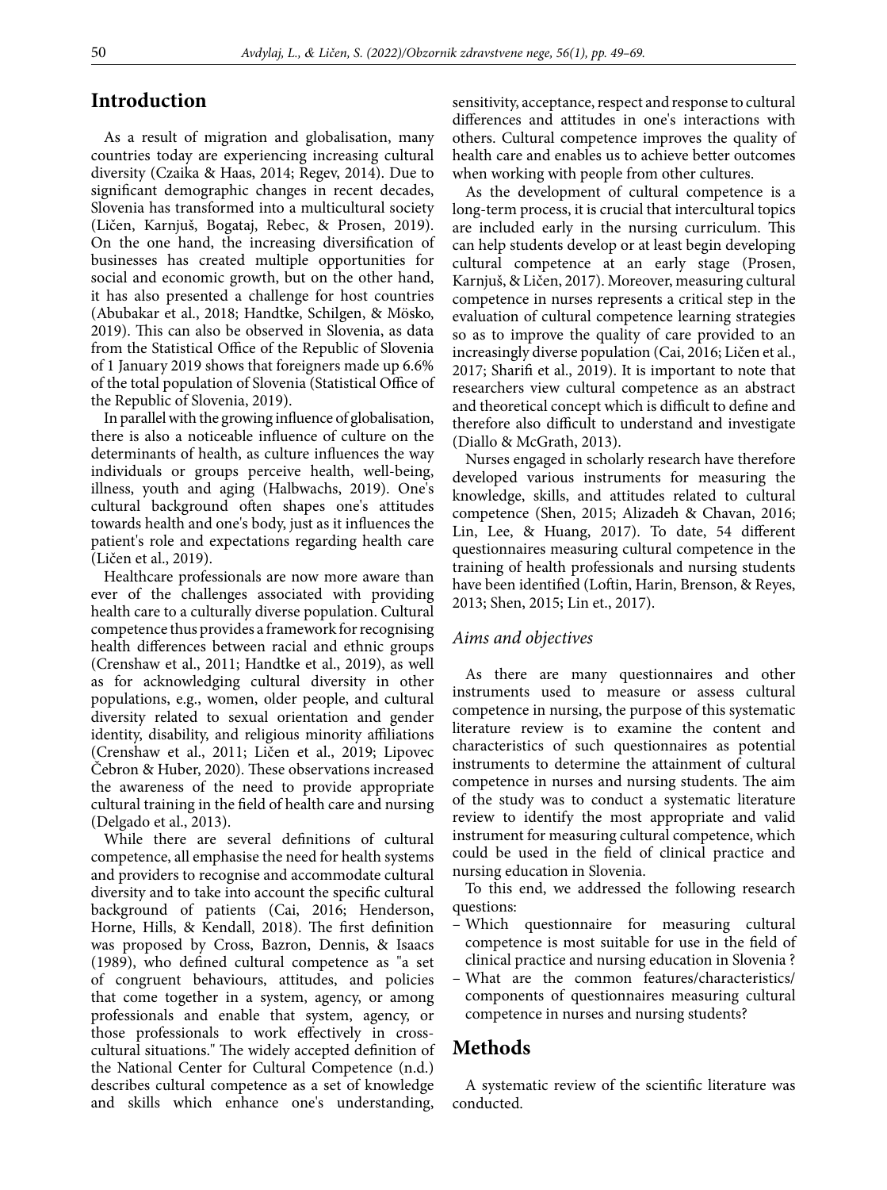## Introduction

As a result of migration and globalisation, many countries today are experiencing increasing cultural diversity (Czaika & Haas, 2014; Regev, 2014). Due to significant demographic changes in recent decades, Slovenia has transformed into a multicultural society (Ličen, Karnjuš, Bogataj, Rebec, & Prosen, 2019). On the one hand, the increasing diversification of businesses has created multiple opportunities for social and economic growth, but on the other hand, it has also presented a challenge for host countries (Abubakar et al., 2018; Handtke, Schilgen, & Mösko, 2019). This can also be observed in Slovenia, as data from the Statistical Office of the Republic of Slovenia of 1 January 2019 shows that foreigners made up 6.6% of the total population of Slovenia (Statistical Office of the Republic of Slovenia, 2019).

In parallel with the growing influence of globalisation, there is also a noticeable influence of culture on the determinants of health, as culture influences the way individuals or groups perceive health, well-being, illness, youth and aging (Halbwachs, 2019). One's cultural background often shapes one's attitudes towards health and one's body, just as it influences the patient's role and expectations regarding health care (Ličen et al., 2019).

Healthcare professionals are now more aware than ever of the challenges associated with providing health care to a culturally diverse population. Cultural competence thus provides a framework for recognising health differences between racial and ethnic groups (Crenshaw et al., 2011; Handtke et al., 2019), as well as for acknowledging cultural diversity in other populations, e.g., women, older people, and cultural diversity related to sexual orientation and gender identity, disability, and religious minority affiliations (Crenshaw et al., 2011; Ličen et al., 2019; Lipovec Čebron & Huber, 2020). These observations increased the awareness of the need to provide appropriate cultural training in the field of health care and nursing (Delgado et al., 2013).

While there are several definitions of cultural competence, all emphasise the need for health systems and providers to recognise and accommodate cultural diversity and to take into account the specific cultural background of patients (Cai, 2016; Henderson, Horne, Hills, & Kendall, 2018). The first definition was proposed by Cross, Bazron, Dennis, & Isaacs (1989), who defined cultural competence as "a set of congruent behaviours, attitudes, and policies that come together in a system, agency, or among professionals and enable that system, agency, or those professionals to work effectively in cross-cultural situations." The widely accepted definition of the National Center for Cultural Competence (n.d.) describes cultural competence as a set of knowledge and skills which enhance one's understanding, sensitivity, acceptance, respect and response to cultural differences and attitudes in one's interactions with others. Cultural competence improves the quality of health care and enables us to achieve better outcomes when working with people from other cultures.

As the development of cultural competence is a long-term process, it is crucial that intercultural topics are included early in the nursing curriculum. This can help students develop or at least begin developing cultural competence at an early stage (Prosen, Karnjuš, & Ličen, 2017). Moreover, measuring cultural competence in nurses represents a critical step in the evaluation of cultural competence learning strategies so as to improve the quality of care provided to an increasingly diverse population (Cai, 2016; Ličen et al., 2017; Sharifi et al., 2019). It is important to note that researchers view cultural competence as an abstract and theoretical concept which is difficult to define and therefore also difficult to understand and investigate (Diallo & McGrath, 2013).

Nurses engaged in scholarly research have therefore developed various instruments for measuring the knowledge, skills, and attitudes related to cultural competence (Shen, 2015; Alizadeh & Chavan, 2016; Lin, Lee, & Huang, 2017). To date, 54 different questionnaires measuring cultural competence in the training of health professionals and nursing students have been identified (Loftin, Harin, Brenson, & Reyes, 2013; Shen, 2015; Lin et., 2017).

### *Aims and objectives*

As there are many questionnaires and other instruments used to measure or assess cultural competence in nursing, the purpose of this systematic literature review is to examine the content and characteristics of such questionnaires as potential instruments to determine the attainment of cultural competence in nurses and nursing students. The aim of the study was to conduct a systematic literature review to identify the most appropriate and valid instrument for measuring cultural competence, which could be used in the field of clinical practice and nursing education in Slovenia.

To this end, we addressed the following research questions:

- Which questionnaire for measuring cultural competence is most suitable for use in the field of clinical practice and nursing education in Slovenia ?
- What are the common features/characteristics/ components of questionnaires measuring cultural competence in nurses and nursing students?

## Methods

A systematic review of the scientific literature was conducted.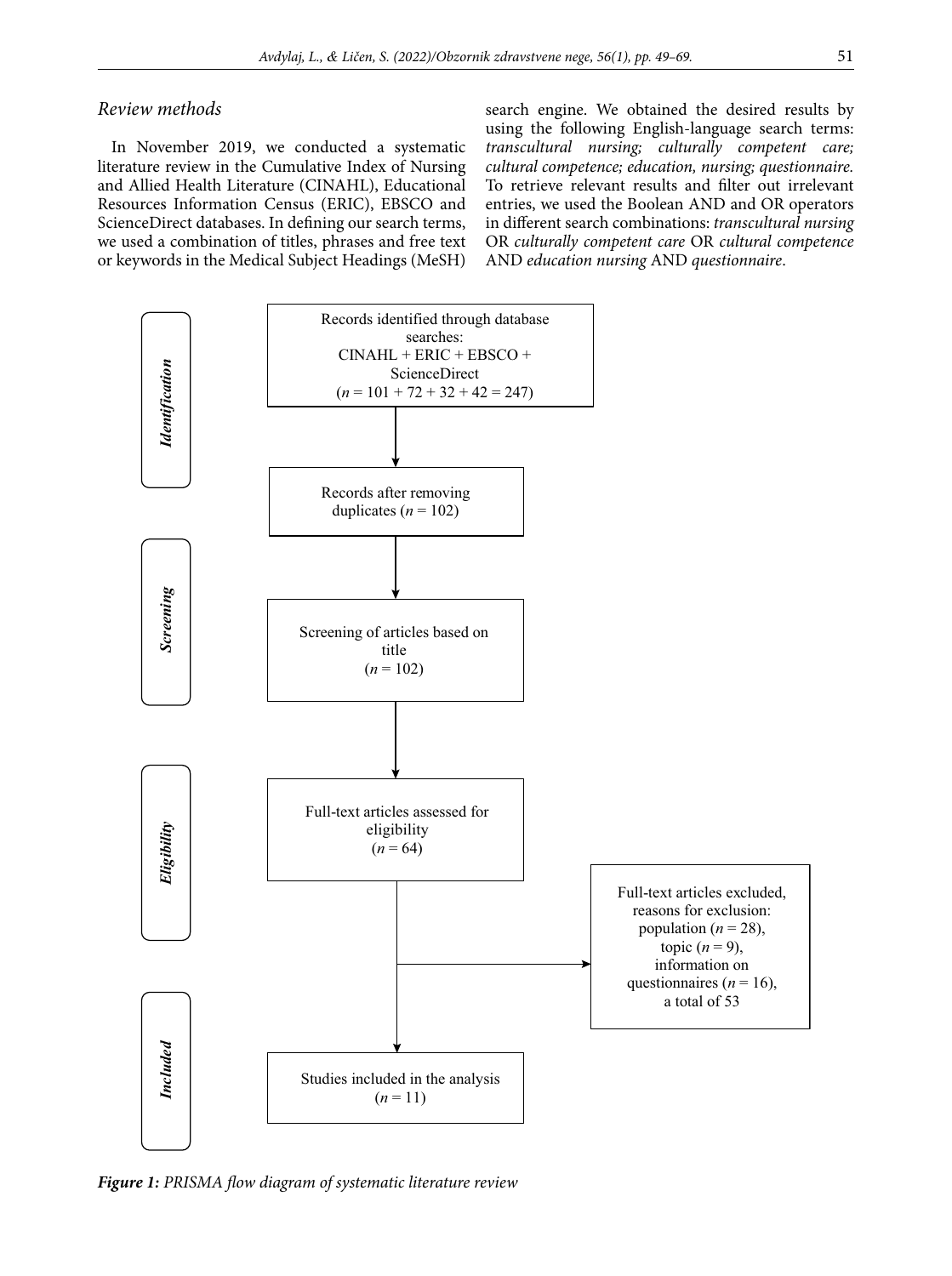## Review methods

In November 2019, we conducted a systematic literature review in the Cumulative Index of Nursing and Allied Health Literature (CINAHL), Educational Resources Information Census (ERIC), EBSCO and ScienceDirect databases. In defining our search terms, we used a combination of titles, phrases and free text or keywords in the Medical Subject Headings (MeSH) search engine. We obtained the desired results by using the following English-language search terms: *transcultural nursing; culturally competent care; cultural competence; education, nursing; questionnaire.* To retrieve relevant results and filter out irrelevant entries, we used the Boolean AND and OR operators in different search combinations: *transcultural nursing* OR *culturally competent care* OR *cultural competence* AND *education nursing* AND *questionnaire*.

**Identification**

Records identified through database searches: CINAHL + ERIC + EBSCO + ScienceDirect ($n$ = 101 + 72 + 32 + 42 = 247)

↓

Records after removing duplicates ($n$ = 102)

**Screening**

Screening of articles based on title ($n$ = 102)

**Eligibility**

Full-text articles assessed for eligibility ($n$ = 64)

→ Full-text articles excluded, reasons for exclusion: population ($n$ = 28), topic ($n$ = 9), information on questionnaires ($n$ = 16), a total of 53

**Included**

Studies included in the analysis ($n$ = 11)

***Figure 1:*** *PRISMA flow diagram of systematic literature review*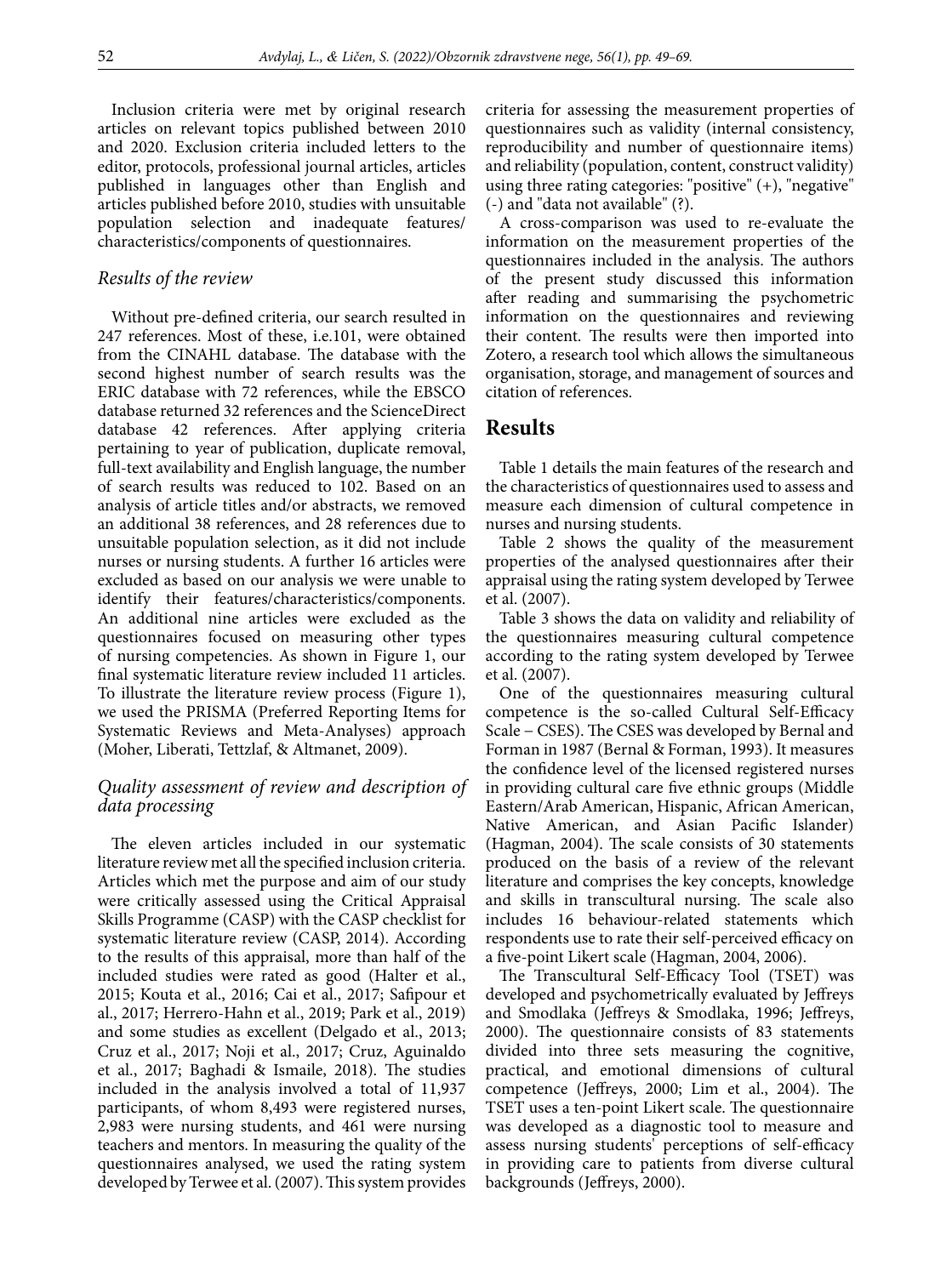Inclusion criteria were met by original research articles on relevant topics published between 2010 and 2020. Exclusion criteria included letters to the editor, protocols, professional journal articles, articles published in languages other than English and articles published before 2010, studies with unsuitable population selection and inadequate features/characteristics/components of questionnaires.

### *Results of the review*

Without pre-defined criteria, our search resulted in 247 references. Most of these, i.e.101, were obtained from the CINAHL database. The database with the second highest number of search results was the ERIC database with 72 references, while the EBSCO database returned 32 references and the ScienceDirect database 42 references. After applying criteria pertaining to year of publication, duplicate removal, full-text availability and English language, the number of search results was reduced to 102. Based on an analysis of article titles and/or abstracts, we removed an additional 38 references, and 28 references due to unsuitable population selection, as it did not include nurses or nursing students. A further 16 articles were excluded as based on our analysis we were unable to identify their features/characteristics/components. An additional nine articles were excluded as the questionnaires focused on measuring other types of nursing competencies. As shown in Figure 1, our final systematic literature review included 11 articles. To illustrate the literature review process (Figure 1), we used the PRISMA (Preferred Reporting Items for Systematic Reviews and Meta-Analyses) approach (Moher, Liberati, Tettzlaf, & Altmanet, 2009).

### *Quality assessment of review and description of data processing*

The eleven articles included in our systematic literature review met all the specified inclusion criteria. Articles which met the purpose and aim of our study were critically assessed using the Critical Appraisal Skills Programme (CASP) with the CASP checklist for systematic literature review (CASP, 2014). According to the results of this appraisal, more than half of the included studies were rated as good (Halter et al., 2015; Kouta et al., 2016; Cai et al., 2017; Safipour et al., 2017; Herrero-Hahn et al., 2019; Park et al., 2019) and some studies as excellent (Delgado et al., 2013; Cruz et al., 2017; Noji et al., 2017; Cruz, Aguinaldo et al., 2017; Baghadi & Ismaile, 2018). The studies included in the analysis involved a total of 11,937 participants, of whom 8,493 were registered nurses, 2,983 were nursing students, and 461 were nursing teachers and mentors. In measuring the quality of the questionnaires analysed, we used the rating system developed by Terwee et al. (2007). This system provides criteria for assessing the measurement properties of questionnaires such as validity (internal consistency, reproducibility and number of questionnaire items) and reliability (population, content, construct validity) using three rating categories: "positive" (+), "negative" (-) and "data not available" (?).

A cross-comparison was used to re-evaluate the information on the measurement properties of the questionnaires included in the analysis. The authors of the present study discussed this information after reading and summarising the psychometric information on the questionnaires and reviewing their content. The results were then imported into Zotero, a research tool which allows the simultaneous organisation, storage, and management of sources and citation of references.

## Results

Table 1 details the main features of the research and the characteristics of questionnaires used to assess and measure each dimension of cultural competence in nurses and nursing students.

Table 2 shows the quality of the measurement properties of the analysed questionnaires after their appraisal using the rating system developed by Terwee et al. (2007).

Table 3 shows the data on validity and reliability of the questionnaires measuring cultural competence according to the rating system developed by Terwee et al. (2007).

One of the questionnaires measuring cultural competence is the so-called Cultural Self-Efficacy Scale – CSES). The CSES was developed by Bernal and Forman in 1987 (Bernal & Forman, 1993). It measures the confidence level of the licensed registered nurses in providing cultural care five ethnic groups (Middle Eastern/Arab American, Hispanic, African American, Native American, and Asian Pacific Islander) (Hagman, 2004). The scale consists of 30 statements produced on the basis of a review of the relevant literature and comprises the key concepts, knowledge and skills in transcultural nursing. The scale also includes 16 behaviour-related statements which respondents use to rate their self-perceived efficacy on a five-point Likert scale (Hagman, 2004, 2006).

The Transcultural Self-Efficacy Tool (TSET) was developed and psychometrically evaluated by Jeffreys and Smodlaka (Jeffreys & Smodlaka, 1996; Jeffreys, 2000). The questionnaire consists of 83 statements divided into three sets measuring the cognitive, practical, and emotional dimensions of cultural competence (Jeffreys, 2000; Lim et al., 2004). The TSET uses a ten-point Likert scale. The questionnaire was developed as a diagnostic tool to measure and assess nursing students' perceptions of self-efficacy in providing care to patients from diverse cultural backgrounds (Jeffreys, 2000).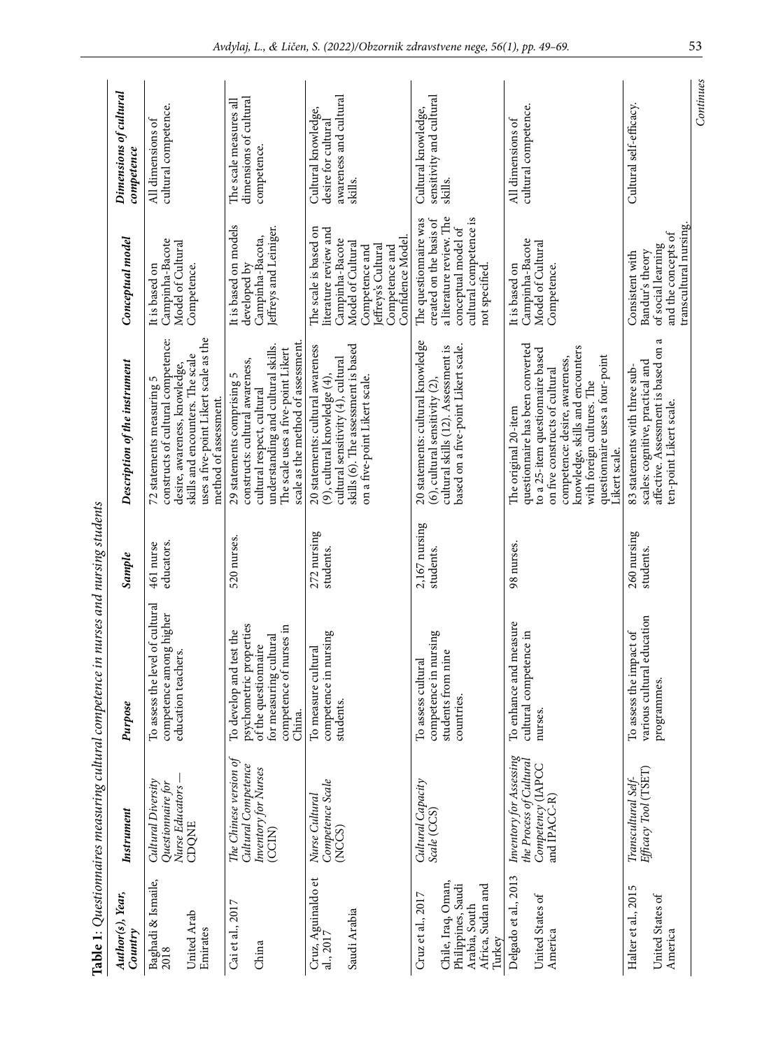**Table 1**: *Questionnaires measuring cultural competence in nurses and nursing students*

| Author(s), Year, Country | Instrument | Purpose | Sample | Description of the instrument | Conceptual model | Dimensions of cultural competence |
|---|---|---|---|---|---|---|
| Baghadi & Ismaile, 2018<br>United Arab Emirates | *Cultural Diversity Questionnaire for Nurse Educators* — CDQNE | To assess the level of cultural competence among higher education teachers. | 461 nurse educators. | 72 statements measuring 5 constructs of cultural competence: desire, awareness, knowledge, skills and encounters. The scale uses a five-point Likert scale as the method of assessment. | It is based on Campinha-Bacote Model of Cultural Competence. | All dimensions of cultural competence. |
| Cai et al., 2017<br>China | *The Chinese version of Cultural Competence Inventory for Nurses* (CCIN) | To develop and test the psychometric properties of the questionnaire for measuring cultural competence of nurses in China. | 520 nurses. | 29 statements comprising 5 constructs: cultural awareness, cultural respect, cultural understanding and cultural skills. The scale uses a five-point Likert scale as the method of assessment. | It is based on models developed by Campinha-Bacota, Jeffreys and Leiniger. | The scale measures all dimensions of cultural competence. |
| Cruz, Aguinaldo et al., 2017<br>Saudi Arabia | *Nurse Cultural Competence Scale* (NCCS) | To measure cultural competence in nursing students. | 272 nursing students. | 20 statements: cultural awareness (9), cultural knowledge (4), cultural sensitivity (4), cultural skills (6). The assessment is based on a five-point Likert scale. | The scale is based on literature review and Campinha-Bacote Model of Cultural Competence and Jeffrey's Cultural Competence and Confidence Model. | Cultural knowledge, desire for cultural awareness and cultural skills. |
| Cruz et al., 2017<br>Chile, Iraq, Oman, Philippines, Saudi Arabia, South Africa, Sudan and Turkey | *Cultural Capacity Scale* (CCS) | To assess cultural competence in nursing students from nine countries. | 2,167 nursing students. | 20 statements: cultural knowledge (6), cultural sensitivity (2), cultural skills (12). Assessment is based on a five-point Likert scale. | The questionnaire was created on the basis of a literature review. The conceptual model of cultural competence is not specified. | Cultural knowledge, sensitivity and cultural skills. |
| Delgado et al., 2013<br>United States of America | *Inventory for Assessing the Process of Cultural Competency* (IAPCC and IPACC-R) | To enhance and measure cultural competence in nurses. | 98 nurses. | The original 20-item questionnaire has been converted to a 25-item questionnaire based on five constructs of cultural competence: desire, awareness, knowledge, skills and encounters with foreign cultures. The questionnaire uses a four-point Likert scale. | It is based on Campinha-Bacote Model of Cultural Competence. | All dimensions of cultural competence. |
| Halter et al., 2015<br>United States of America | *Transcultural Self-Efficacy Tool* (TSET) | To assess the impact of various cultural education programmes. | 260 nursing students. | 83 statements with three sub-scales: cognitive, practical and affective. Assessment is based on a ten-point Likert scale. | Consistent with Bandur's theory of social learning and the concepts of transcultural nursing. | Cultural self-efficacy. |

*Continues*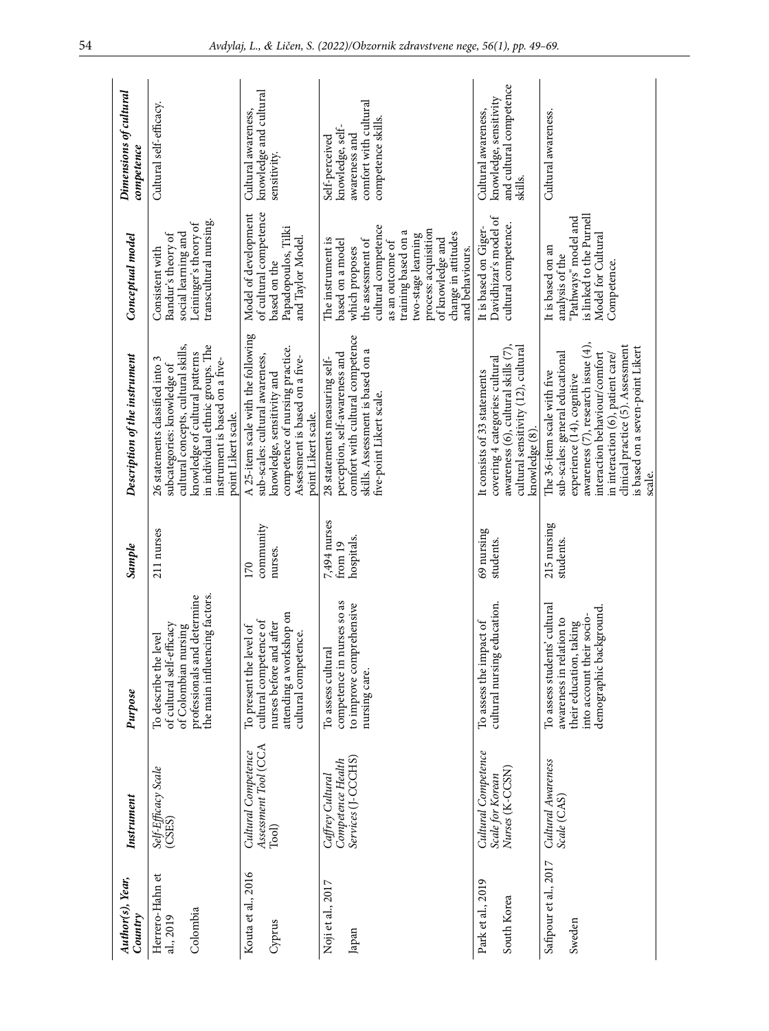| Author(s), Year, Country | Instrument | Purpose | Sample | Description of the instrument | Conceptual model | Dimensions of cultural competence |
|---|---|---|---|---|---|---|
| Herrero-Hahn et al., 2019<br><br>Colombia | *Self-Efficacy Scale* (CSES) | To describe the level of cultural self-efficacy of Colombian nursing professionals and determine the main influencing factors. | 211 nurses | 26 statements classified into 3 subcategories: knowledge of cultural concepts, cultural skills, knowledge of cultural patterns in individual ethnic groups. The instrument is based on a five-point Likert scale. | Consistent with Bandur's theory of social learning and Leininger's theory of transcultural nursing. | Cultural self-efficacy. |
| Kouta et al., 2016<br><br>Cyprus | *Cultural Competence Assessment Tool* (CCA Tool) | To present the level of cultural competence of nurses before and after attending a workshop on cultural competence. | 170 community nurses. | A 25-item scale with the following sub-scales: cultural awareness, knowledge, sensitivity and competence of nursing practice. Assessment is based on a five-point Likert scale. | Model of development of cultural competence based on the Papadopoulos, Tilki and Taylor Model. | Cultural awareness, knowledge and cultural sensitivity. |
| Noji et al., 2017<br><br>Japan | *Caffrey Cultural Competence Health Services* (J-CCCHS) | To assess cultural competence in nurses so as to improve comprehensive nursing care. | 7,494 nurses from 19 hospitals. | 28 statements measuring self-perception, self-awareness and comfort with cultural competence skills. Assessment is based on a five-point Likert scale. | The instrument is based on a model which proposes the assessment of cultural competence as an outcome of training based on a two-stage learning process: acquisition of knowledge and change in attitudes and behaviours. | Self-perceived knowledge, self-awareness and comfort with cultural competence skills. |
| Park et al., 2019<br><br>South Korea | *Cultural Competence Scale for Korean Nurses* (K-CCSN) | To assess the impact of cultural nursing education. | 69 nursing students. | It consists of 33 statements covering 4 categories: cultural awareness (6), cultural skills (7), cultural sensitivity (12), cultural knowledge (8). | It is based on Giger-Davidhizar's model of cultural competence. | Cultural awareness, knowledge, sensitivity and cultural competence skills. |
| Safipour et al., 2017<br><br>Sweden | *Cultural Awareness Scale* (CAS) | To assess students' cultural awareness in relation to their education, taking into account their socio-demographic background. | 215 nursing students. | The 36-item scale with five sub-scales: general educational experience (14), cognitive awareness (7), research issue (4), interaction behaviour/comfort in interaction (6), patient care/clinical practice (5). Assessment is based on a seven-point Likert scale. | It is based on an analysis of the "Pathways" model and is linked to the Purnell Model for Cultural Competence. | Cultural awareness. |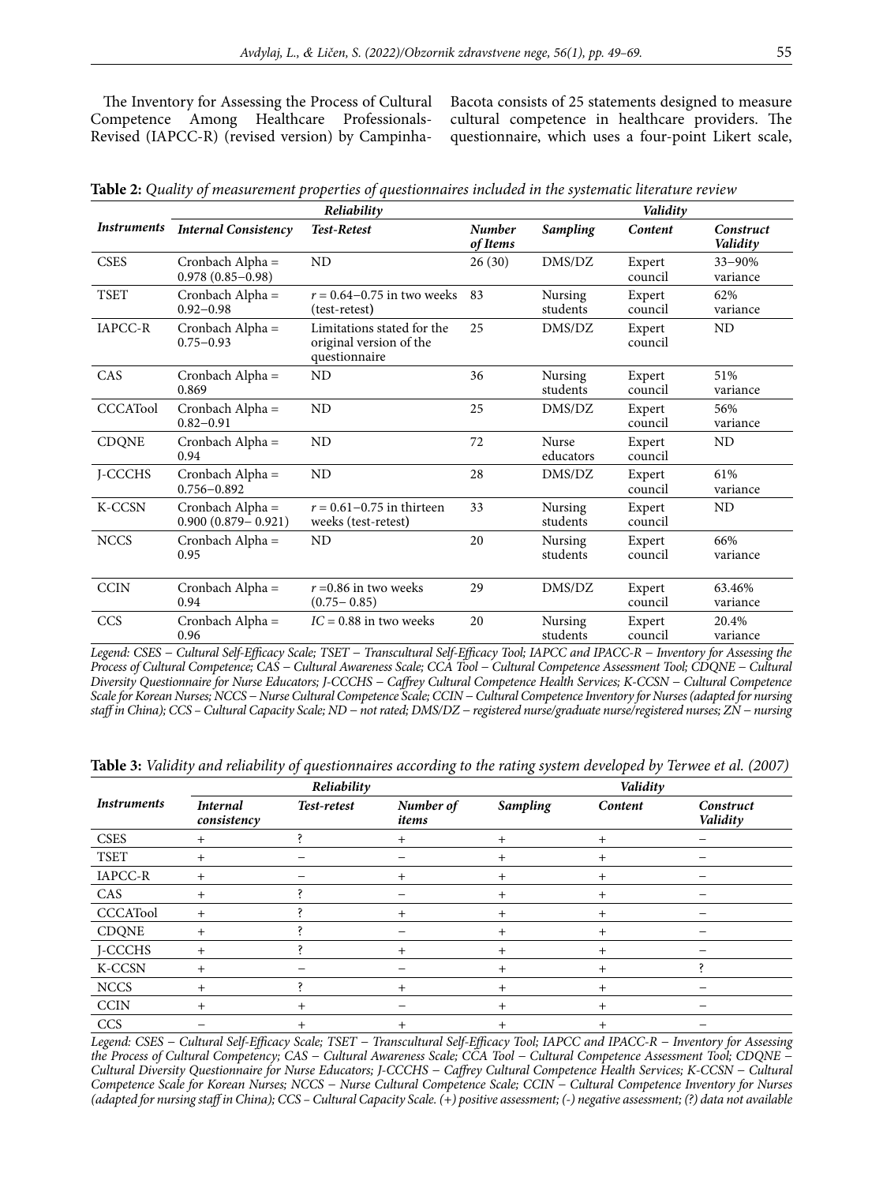The Inventory for Assessing the Process of Cultural Competence Among Healthcare Professionals-Revised (IAPCC-R) (revised version) by Campinha-Bacota consists of 25 statements designed to measure cultural competence in healthcare providers. The questionnaire, which uses a four-point Likert scale,

**Table 2:** *Quality of measurement properties of questionnaires included in the systematic literature review*

| *Instruments* | *Reliability* | | | | *Validity* | |
|---|---|---|---|---|---|---|
| | *Internal Consistency* | *Test-Retest* | *Number of Items* | *Sampling* | *Content* | *Construct Validity* |
| CSES | Cronbach Alpha = 0.978 (0.85–0.98) | ND | 26 (30) | DMS/DZ | Expert council | 33–90% variance |
| TSET | Cronbach Alpha = 0.92–0.98 | $r$ = 0.64–0.75 in two weeks (test-retest) | 83 | Nursing students | Expert council | 62% variance |
| IAPCC-R | Cronbach Alpha = 0.75–0.93 | Limitations stated for the original version of the questionnaire | 25 | DMS/DZ | Expert council | ND |
| CAS | Cronbach Alpha = 0.869 | ND | 36 | Nursing students | Expert council | 51% variance |
| CCCATool | Cronbach Alpha = 0.82–0.91 | ND | 25 | DMS/DZ | Expert council | 56% variance |
| CDQNE | Cronbach Alpha = 0.94 | ND | 72 | Nurse educators | Expert council | ND |
| J-CCCHS | Cronbach Alpha = 0.756–0.892 | ND | 28 | DMS/DZ | Expert council | 61% variance |
| K-CCSN | Cronbach Alpha = 0.900 (0.879– 0.921) | $r$ = 0.61–0.75 in thirteen weeks (test-retest) | 33 | Nursing students | Expert council | ND |
| NCCS | Cronbach Alpha = 0.95 | ND | 20 | Nursing students | Expert council | 66% variance |
| CCIN | Cronbach Alpha = 0.94 | $r$ =0.86 in two weeks (0.75– 0.85) | 29 | DMS/DZ | Expert council | 63.46% variance |
| CCS | Cronbach Alpha = 0.96 | $IC$ = 0.88 in two weeks | 20 | Nursing students | Expert council | 20.4% variance |

*Legend: CSES – Cultural Self-Efficacy Scale; TSET – Transcultural Self-Efficacy Tool; IAPCC and IPACC-R – Inventory for Assessing the Process of Cultural Competence; CAS – Cultural Awareness Scale; CCA Tool – Cultural Competence Assessment Tool; CDQNE – Cultural Diversity Questionnaire for Nurse Educators; J-CCCHS – Caffrey Cultural Competence Health Services; K-CCSN – Cultural Competence Scale for Korean Nurses; NCCS – Nurse Cultural Competence Scale; CCIN – Cultural Competence Inventory for Nurses (adapted for nursing staff in China); CCS – Cultural Capacity Scale; ND – not rated; DMS/DZ – registered nurse/graduate nurse/registered nurses; ZN – nursing*

**Table 3:** *Validity and reliability of questionnaires according to the rating system developed by Terwee et al. (2007)*

| *Instruments* | *Reliability* | | | *Validity* | | |
|---|---|---|---|---|---|---|
| | *Internal consistency* | *Test-retest* | *Number of items* | *Sampling* | *Content* | *Construct Validity* |
| CSES | + | ? | + | + | + | – |
| TSET | + | – | – | + | + | – |
| IAPCC-R | + | – | + | + | + | – |
| CAS | + | ? | – | + | + | – |
| CCCATool | + | ? | + | + | + | – |
| CDQNE | + | ? | – | + | + | – |
| J-CCCHS | + | ? | + | + | + | – |
| K-CCSN | + | – | – | + | + | ? |
| NCCS | + | ? | + | + | + | – |
| CCIN | + | + | – | + | + | – |
| CCS | – | + | + | + | + | – |

*Legend: CSES – Cultural Self-Efficacy Scale; TSET – Transcultural Self-Efficacy Tool; IAPCC and IPACC-R – Inventory for Assessing the Process of Cultural Competency; CAS – Cultural Awareness Scale; CCA Tool – Cultural Competence Assessment Tool; CDQNE – Cultural Diversity Questionnaire for Nurse Educators; J-CCCHS – Caffrey Cultural Competence Health Services; K-CCSN – Cultural Competence Scale for Korean Nurses; NCCS – Nurse Cultural Competence Scale; CCIN – Cultural Competence Inventory for Nurses (adapted for nursing staff in China); CCS – Cultural Capacity Scale. (+) positive assessment; (-) negative assessment; (?) data not available*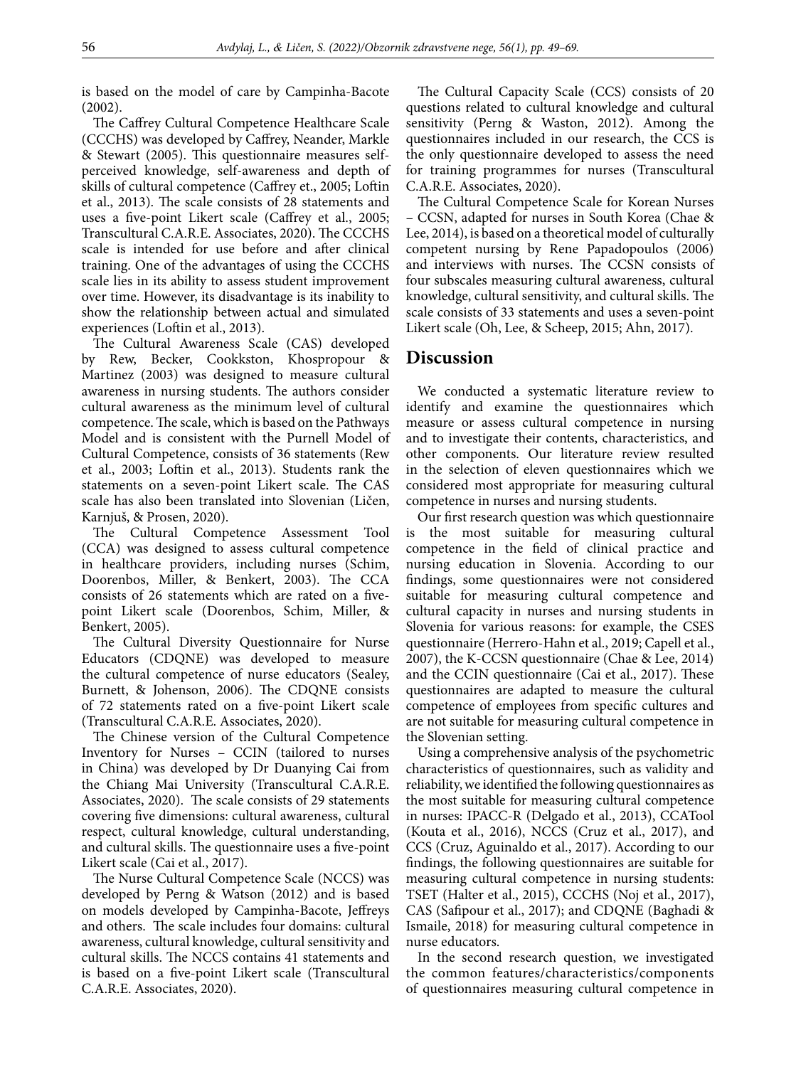is based on the model of care by Campinha-Bacote (2002).

The Caffrey Cultural Competence Healthcare Scale (CCCHS) was developed by Caffrey, Neander, Markle & Stewart (2005). This questionnaire measures self-perceived knowledge, self-awareness and depth of skills of cultural competence (Caffrey et., 2005; Loftin et al., 2013). The scale consists of 28 statements and uses a five-point Likert scale (Caffrey et al., 2005; Transcultural C.A.R.E. Associates, 2020). The CCCHS scale is intended for use before and after clinical training. One of the advantages of using the CCCHS scale lies in its ability to assess student improvement over time. However, its disadvantage is its inability to show the relationship between actual and simulated experiences (Loftin et al., 2013).

The Cultural Awareness Scale (CAS) developed by Rew, Becker, Cookkston, Khospropour & Martinez (2003) was designed to measure cultural awareness in nursing students. The authors consider cultural awareness as the minimum level of cultural competence. The scale, which is based on the Pathways Model and is consistent with the Purnell Model of Cultural Competence, consists of 36 statements (Rew et al., 2003; Loftin et al., 2013). Students rank the statements on a seven-point Likert scale. The CAS scale has also been translated into Slovenian (Ličen, Karnjuš, & Prosen, 2020).

The Cultural Competence Assessment Tool (CCA) was designed to assess cultural competence in healthcare providers, including nurses (Schim, Doorenbos, Miller, & Benkert, 2003). The CCA consists of 26 statements which are rated on a five-point Likert scale (Doorenbos, Schim, Miller, & Benkert, 2005).

The Cultural Diversity Questionnaire for Nurse Educators (CDQNE) was developed to measure the cultural competence of nurse educators (Sealey, Burnett, & Johenson, 2006). The CDQNE consists of 72 statements rated on a five-point Likert scale (Transcultural C.A.R.E. Associates, 2020).

The Chinese version of the Cultural Competence Inventory for Nurses – CCIN (tailored to nurses in China) was developed by Dr Duanying Cai from the Chiang Mai University (Transcultural C.A.R.E. Associates, 2020). The scale consists of 29 statements covering five dimensions: cultural awareness, cultural respect, cultural knowledge, cultural understanding, and cultural skills. The questionnaire uses a five-point Likert scale (Cai et al., 2017).

The Nurse Cultural Competence Scale (NCCS) was developed by Perng & Watson (2012) and is based on models developed by Campinha-Bacote, Jeffreys and others. The scale includes four domains: cultural awareness, cultural knowledge, cultural sensitivity and cultural skills. The NCCS contains 41 statements and is based on a five-point Likert scale (Transcultural C.A.R.E. Associates, 2020).

The Cultural Capacity Scale (CCS) consists of 20 questions related to cultural knowledge and cultural sensitivity (Perng & Waston, 2012). Among the questionnaires included in our research, the CCS is the only questionnaire developed to assess the need for training programmes for nurses (Transcultural C.A.R.E. Associates, 2020).

The Cultural Competence Scale for Korean Nurses – CCSN, adapted for nurses in South Korea (Chae & Lee, 2014), is based on a theoretical model of culturally competent nursing by Rene Papadopoulos (2006) and interviews with nurses. The CCSN consists of four subscales measuring cultural awareness, cultural knowledge, cultural sensitivity, and cultural skills. The scale consists of 33 statements and uses a seven-point Likert scale (Oh, Lee, & Scheep, 2015; Ahn, 2017).

## Discussion

We conducted a systematic literature review to identify and examine the questionnaires which measure or assess cultural competence in nursing and to investigate their contents, characteristics, and other components. Our literature review resulted in the selection of eleven questionnaires which we considered most appropriate for measuring cultural competence in nurses and nursing students.

Our first research question was which questionnaire is the most suitable for measuring cultural competence in the field of clinical practice and nursing education in Slovenia. According to our findings, some questionnaires were not considered suitable for measuring cultural competence and cultural capacity in nurses and nursing students in Slovenia for various reasons: for example, the CSES questionnaire (Herrero-Hahn et al., 2019; Capell et al., 2007), the K-CCSN questionnaire (Chae & Lee, 2014) and the CCIN questionnaire (Cai et al., 2017). These questionnaires are adapted to measure the cultural competence of employees from specific cultures and are not suitable for measuring cultural competence in the Slovenian setting.

Using a comprehensive analysis of the psychometric characteristics of questionnaires, such as validity and reliability, we identified the following questionnaires as the most suitable for measuring cultural competence in nurses: IPACC-R (Delgado et al., 2013), CCATool (Kouta et al., 2016), NCCS (Cruz et al., 2017), and CCS (Cruz, Aguinaldo et al., 2017). According to our findings, the following questionnaires are suitable for measuring cultural competence in nursing students: TSET (Halter et al., 2015), CCCHS (Noj et al., 2017), CAS (Safipour et al., 2017); and CDQNE (Baghadi & Ismaile, 2018) for measuring cultural competence in nurse educators.

In the second research question, we investigated the common features/characteristics/components of questionnaires measuring cultural competence in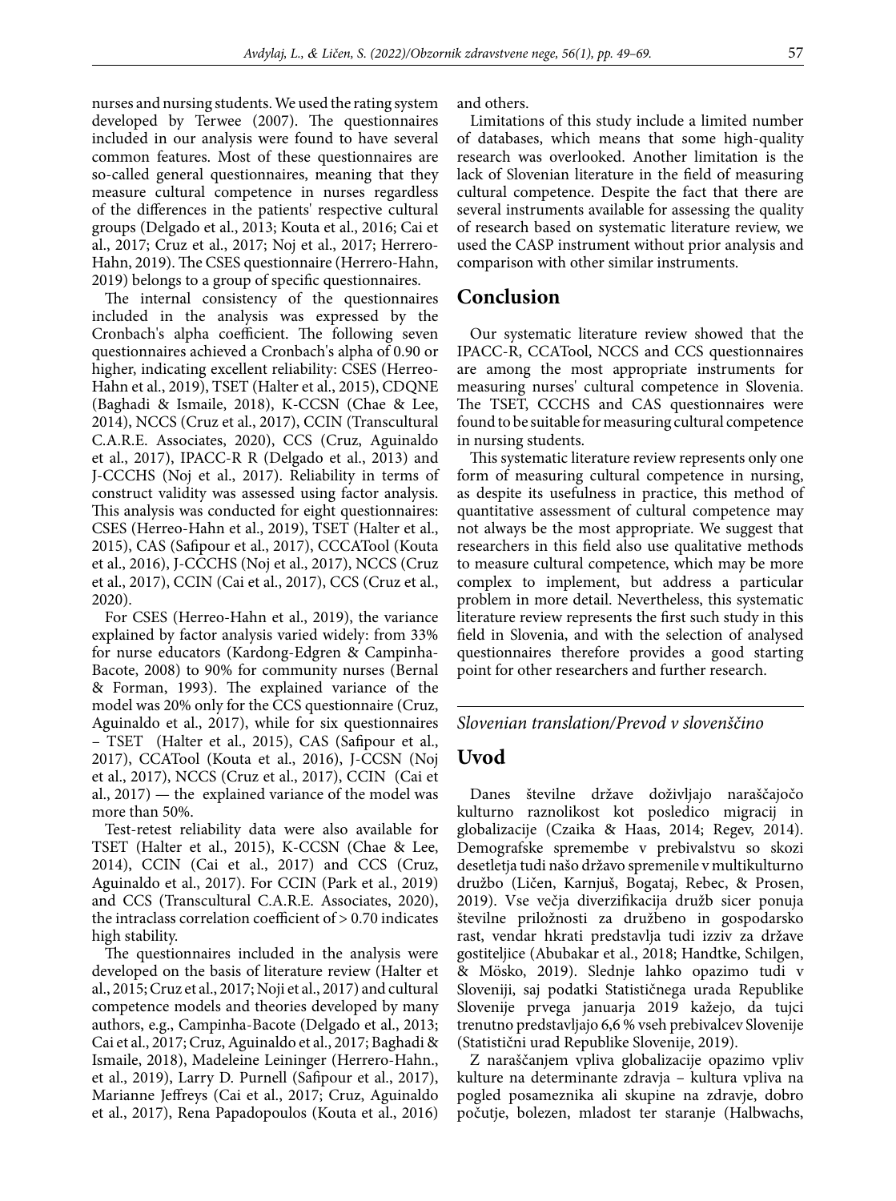nurses and nursing students. We used the rating system developed by Terwee (2007). The questionnaires included in our analysis were found to have several common features. Most of these questionnaires are so-called general questionnaires, meaning that they measure cultural competence in nurses regardless of the differences in the patients' respective cultural groups (Delgado et al., 2013; Kouta et al., 2016; Cai et al., 2017; Cruz et al., 2017; Noj et al., 2017; Herrero-Hahn, 2019). The CSES questionnaire (Herrero-Hahn, 2019) belongs to a group of specific questionnaires.

The internal consistency of the questionnaires included in the analysis was expressed by the Cronbach's alpha coefficient. The following seven questionnaires achieved a Cronbach's alpha of 0.90 or higher, indicating excellent reliability: CSES (Herreo-Hahn et al., 2019), TSET (Halter et al., 2015), CDQNE (Baghadi & Ismaile, 2018), K-CCSN (Chae & Lee, 2014), NCCS (Cruz et al., 2017), CCIN (Transcultural C.A.R.E. Associates, 2020), CCS (Cruz, Aguinaldo et al., 2017), IPACC-R R (Delgado et al., 2013) and J-CCCHS (Noj et al., 2017). Reliability in terms of construct validity was assessed using factor analysis. This analysis was conducted for eight questionnaires: CSES (Herreo-Hahn et al., 2019), TSET (Halter et al., 2015), CAS (Safipour et al., 2017), CCCATool (Kouta et al., 2016), J-CCCHS (Noj et al., 2017), NCCS (Cruz et al., 2017), CCIN (Cai et al., 2017), CCS (Cruz et al., 2020).

For CSES (Herreo-Hahn et al., 2019), the variance explained by factor analysis varied widely: from 33% for nurse educators (Kardong-Edgren & Campinha-Bacote, 2008) to 90% for community nurses (Bernal & Forman, 1993). The explained variance of the model was 20% only for the CCS questionnaire (Cruz, Aguinaldo et al., 2017), while for six questionnaires – TSET (Halter et al., 2015), CAS (Safipour et al., 2017), CCATool (Kouta et al., 2016), J-CCSN (Noj et al., 2017), NCCS (Cruz et al., 2017), CCIN (Cai et al., 2017) — the explained variance of the model was more than 50%.

Test-retest reliability data were also available for TSET (Halter et al., 2015), K-CCSN (Chae & Lee, 2014), CCIN (Cai et al., 2017) and CCS (Cruz, Aguinaldo et al., 2017). For CCIN (Park et al., 2019) and CCS (Transcultural C.A.R.E. Associates, 2020), the intraclass correlation coefficient of > 0.70 indicates high stability.

The questionnaires included in the analysis were developed on the basis of literature review (Halter et al., 2015; Cruz et al., 2017; Noji et al., 2017) and cultural competence models and theories developed by many authors, e.g., Campinha-Bacote (Delgado et al., 2013; Cai et al., 2017; Cruz, Aguinaldo et al., 2017; Baghadi & Ismaile, 2018), Madeleine Leininger (Herrero-Hahn., et al., 2019), Larry D. Purnell (Safipour et al., 2017), Marianne Jeffreys (Cai et al., 2017; Cruz, Aguinaldo et al., 2017), Rena Papadopoulos (Kouta et al., 2016) and others.

Limitations of this study include a limited number of databases, which means that some high-quality research was overlooked. Another limitation is the lack of Slovenian literature in the field of measuring cultural competence. Despite the fact that there are several instruments available for assessing the quality of research based on systematic literature review, we used the CASP instrument without prior analysis and comparison with other similar instruments.

## Conclusion

Our systematic literature review showed that the IPACC-R, CCATool, NCCS and CCS questionnaires are among the most appropriate instruments for measuring nurses' cultural competence in Slovenia. The TSET, CCCHS and CAS questionnaires were found to be suitable for measuring cultural competence in nursing students.

This systematic literature review represents only one form of measuring cultural competence in nursing, as despite its usefulness in practice, this method of quantitative assessment of cultural competence may not always be the most appropriate. We suggest that researchers in this field also use qualitative methods to measure cultural competence, which may be more complex to implement, but address a particular problem in more detail. Nevertheless, this systematic literature review represents the first such study in this field in Slovenia, and with the selection of analysed questionnaires therefore provides a good starting point for other researchers and further research.

---

*Slovenian translation/Prevod v slovenščino*

## Uvod

Danes številne države doživljajo naraščajočo kulturno raznolikost kot posledico migracij in globalizacije (Czaika & Haas, 2014; Regev, 2014). Demografske spremembe v prebivalstvu so skozi desetletja tudi našo državo spremenile v multikulturno družbo (Ličen, Karnjuš, Bogataj, Rebec, & Prosen, 2019). Vse večja diverzifikacija družb sicer ponuja številne priložnosti za družbeno in gospodarsko rast, vendar hkrati predstavlja tudi izziv za države gostiteljice (Abubakar et al., 2018; Handtke, Schilgen, & Mösko, 2019). Slednje lahko opazimo tudi v Sloveniji, saj podatki Statističnega urada Republike Slovenije prvega januarja 2019 kažejo, da tujci trenutno predstavljajo 6,6 % vseh prebivalcev Slovenije (Statistični urad Republike Slovenije, 2019).

Z naraščanjem vpliva globalizacije opazimo vpliv kulture na determinante zdravja – kultura vpliva na pogled posameznika ali skupine na zdravje, dobro počutje, bolezen, mladost ter staranje (Halbwachs,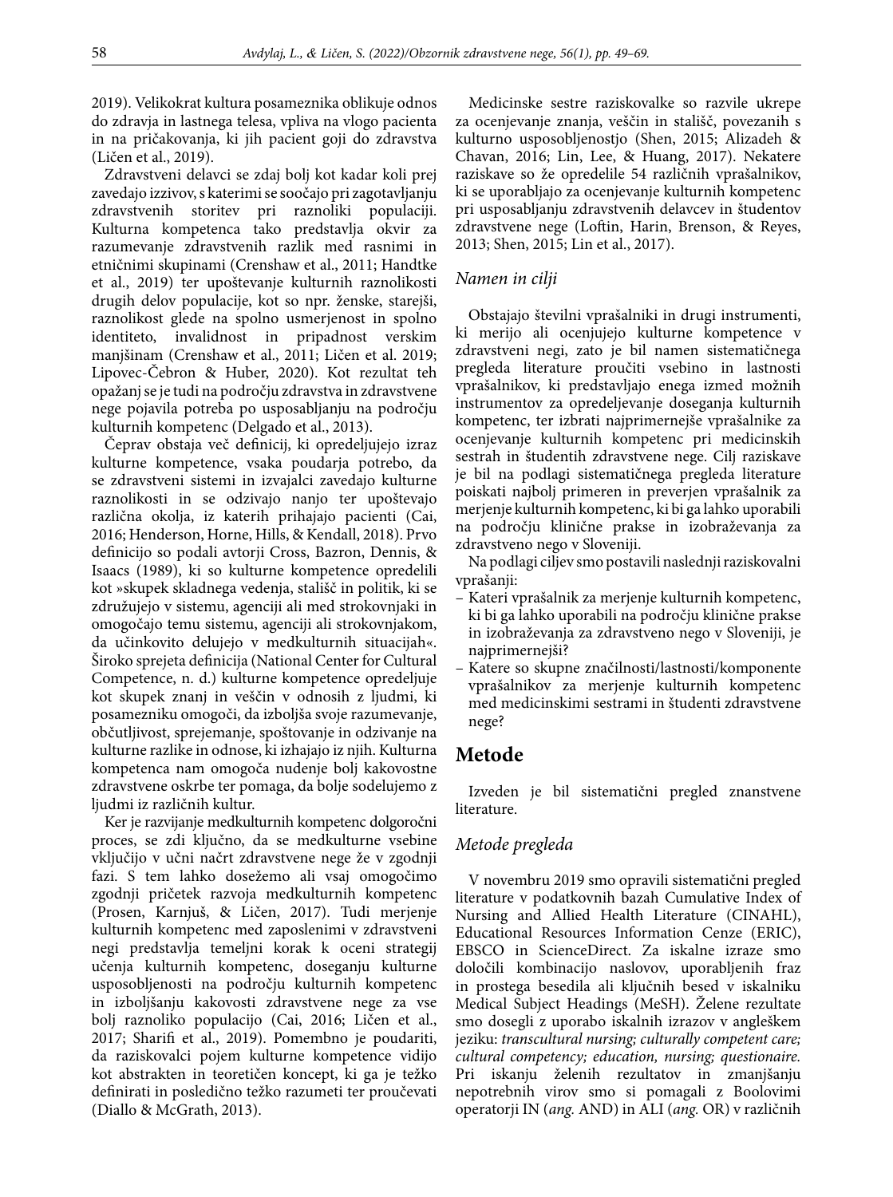2019). Velikokrat kultura posameznika oblikuje odnos do zdravja in lastnega telesa, vpliva na vlogo pacienta in na pričakovanja, ki jih pacient goji do zdravstva (Ličen et al., 2019).

Zdravstveni delavci se zdaj bolj kot kadar koli prej zavedajo izzivov, s katerimi se soočajo pri zagotavljanju zdravstvenih storitev pri raznoliki populaciji. Kulturna kompetenca tako predstavlja okvir za razumevanje zdravstvenih razlik med rasnimi in etničnimi skupinami (Crenshaw et al., 2011; Handtke et al., 2019) ter upoštevanje kulturnih raznolikosti drugih delov populacije, kot so npr. ženske, starejši, raznolikost glede na spolno usmerjenost in spolno identiteto, invalidnost in pripadnost verskim manjšinam (Crenshaw et al., 2011; Ličen et al. 2019; Lipovec-Čebron & Huber, 2020). Kot rezultat teh opažanj se je tudi na področju zdravstva in zdravstvene nege pojavila potreba po usposabljanju na področju kulturnih kompetenc (Delgado et al., 2013).

Čeprav obstaja več definicij, ki opredeljujejo izraz kulturne kompetence, vsaka poudarja potrebo, da se zdravstveni sistemi in izvajalci zavedajo kulturne raznolikosti in se odzivajo nanjo ter upoštevajo različna okolja, iz katerih prihajajo pacienti (Cai, 2016; Henderson, Horne, Hills, & Kendall, 2018). Prvo definicijo so podali avtorji Cross, Bazron, Dennis, & Isaacs (1989), ki so kulturne kompetence opredelili kot »skupek skladnega vedenja, stališč in politik, ki se združujejo v sistemu, agenciji ali med strokovnjaki in omogočajo temu sistemu, agenciji ali strokovnjakom, da učinkovito delujejo v medkulturnih situacijah«. Široko sprejeta definicija (National Center for Cultural Competence, n. d.) kulturne kompetence opredeljuje kot skupek znanj in veščin v odnosih z ljudmi, ki posamezniku omogoči, da izboljša svoje razumevanje, občutljivost, sprejemanje, spoštovanje in odzivanje na kulturne razlike in odnose, ki izhajajo iz njih. Kulturna kompetenca nam omogoča nudenje bolj kakovostne zdravstvene oskrbe ter pomaga, da bolje sodelujemo z ljudmi iz različnih kultur.

Ker je razvijanje medkulturnih kompetenc dolgoročni proces, se zdi ključno, da se medkulturne vsebine vključijo v učni načrt zdravstvene nege že v zgodnji fazi. S tem lahko dosežemo ali vsaj omogočimo zgodnji pričetek razvoja medkulturnih kompetenc (Prosen, Karnjuš, & Ličen, 2017). Tudi merjenje kulturnih kompetenc med zaposlenimi v zdravstveni negi predstavlja temeljni korak k oceni strategij učenja kulturnih kompetenc, doseganju kulturne usposobljenosti na področju kulturnih kompetenc in izboljšanju kakovosti zdravstvene nege za vse bolj raznoliko populacijo (Cai, 2016; Ličen et al., 2017; Sharifi et al., 2019). Pomembno je poudariti, da raziskovalci pojem kulturne kompetence vidijo kot abstrakten in teoretičen koncept, ki ga je težko definirati in posledično težko razumeti ter proučevati (Diallo & McGrath, 2013).

Medicinske sestre raziskovalke so razvile ukrepe za ocenjevanje znanja, veščin in stališč, povezanih s kulturno usposobljenostjo (Shen, 2015; Alizadeh & Chavan, 2016; Lin, Lee, & Huang, 2017). Nekatere raziskave so že opredelile 54 različnih vprašalnikov, ki se uporabljajo za ocenjevanje kulturnih kompetenc pri usposabljanju zdravstvenih delavcev in študentov zdravstvene nege (Loftin, Harin, Brenson, & Reyes, 2013; Shen, 2015; Lin et al., 2017).

### *Namen in cilji*

Obstajajo številni vprašalniki in drugi instrumenti, ki merijo ali ocenjujejo kulturne kompetence v zdravstveni negi, zato je bil namen sistematičnega pregleda literature proučiti vsebino in lastnosti vprašalnikov, ki predstavljajo enega izmed možnih instrumentov za opredeljevanje doseganja kulturnih kompetenc, ter izbrati najprimernejše vprašalnike za ocenjevanje kulturnih kompetenc pri medicinskih sestrah in študentih zdravstvene nege. Cilj raziskave je bil na podlagi sistematičnega pregleda literature poiskati najbolj primeren in preverjen vprašalnik za merjenje kulturnih kompetenc, ki bi ga lahko uporabili na področju klinične prakse in izobraževanja za zdravstveno nego v Sloveniji.

Na podlagi ciljev smo postavili naslednji raziskovalni vprašanji:

- Kateri vprašalnik za merjenje kulturnih kompetenc, ki bi ga lahko uporabili na področju klinične prakse in izobraževanja za zdravstveno nego v Sloveniji, je najprimernejši?
- Katere so skupne značilnosti/lastnosti/komponente vprašalnikov za merjenje kulturnih kompetenc med medicinskimi sestrami in študenti zdravstvene nege?

## Metode

Izveden je bil sistematični pregled znanstvene literature.

### *Metode pregleda*

V novembru 2019 smo opravili sistematični pregled literature v podatkovnih bazah Cumulative Index of Nursing and Allied Health Literature (CINAHL), Educational Resources Information Cenze (ERIC), EBSCO in ScienceDirect. Za iskalne izraze smo določili kombinacijo naslovov, uporabljenih fraz in prostega besedila ali ključnih besed v iskalniku Medical Subject Headings (MeSH). Želene rezultate smo dosegli z uporabo iskalnih izrazov v angleškem jeziku: *transcultural nursing; culturally competent care; cultural competency; education, nursing; questionnaire.* Pri iskanju želenih rezultatov in zmanjšanju nepotrebnih virov smo si pomagali z Boolovimi operatorji IN (*ang.* AND) in ALI (*ang.* OR) v različnih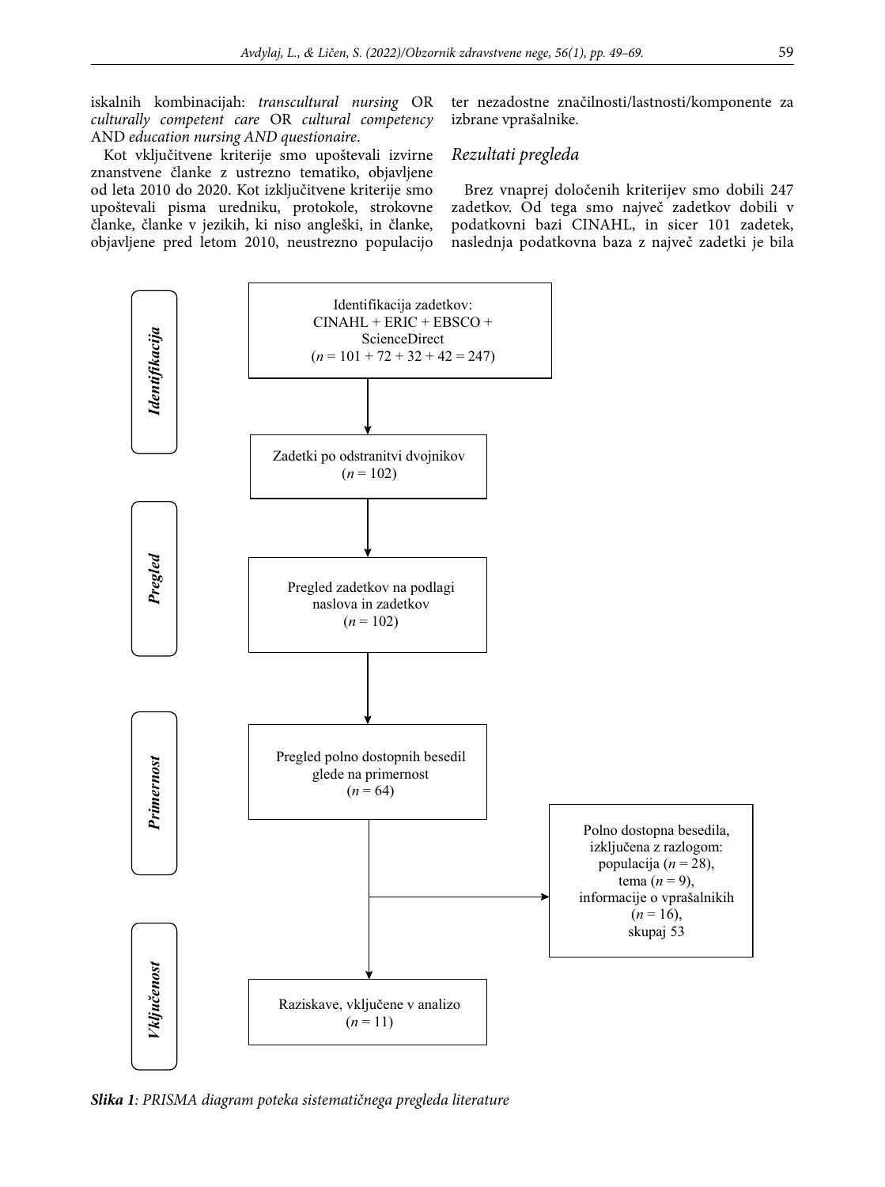iskalnih kombinacijah: *transcultural nursing* OR *culturally competent care* OR *cultural competency* AND *education nursing AND questionaire*.

Kot vključitvene kriterije smo upoštevali izvirne znanstvene članke z ustrezno tematiko, objavljene od leta 2010 do 2020. Kot izključitvene kriterije smo upoštevali pisma uredniku, protokole, strokovne članke, članke v jezikih, ki niso angleški, in članke, objavljene pred letom 2010, neustrezno populacijo ter nezadostne značilnosti/lastnosti/komponente za izbrane vprašalnike.

## *Rezultati pregleda*

Brez vnaprej določenih kriterijev smo dobili 247 zadetkov. Od tega smo največ zadetkov dobili v podatkovni bazi CINAHL, in sicer 101 zadetek, naslednja podatkovna baza z največ zadetki je bila

**Identifikacija**

Identifikacija zadetkov:
CINAHL + ERIC + EBSCO + ScienceDirect
($n$ = 101 + 72 + 32 + 42 = 247)

↓

Zadetki po odstranitvi dvojnikov
($n$ = 102)

**Pregled**

Pregled zadetkov na podlagi naslova in zadetkov
($n$ = 102)

↓

**Primernost**

Pregled polno dostopnih besedil glede na primernost
($n$ = 64)

→ Polno dostopna besedila, izključena z razlogom: populacija ($n$ = 28), tema ($n$ = 9), informacije o vprašalnikih ($n$ = 16), skupaj 53

↓

**Vključenost**

Raziskave, vključene v analizo
($n$ = 11)

***Slika 1**: PRISMA diagram poteka sistematičnega pregleda literature*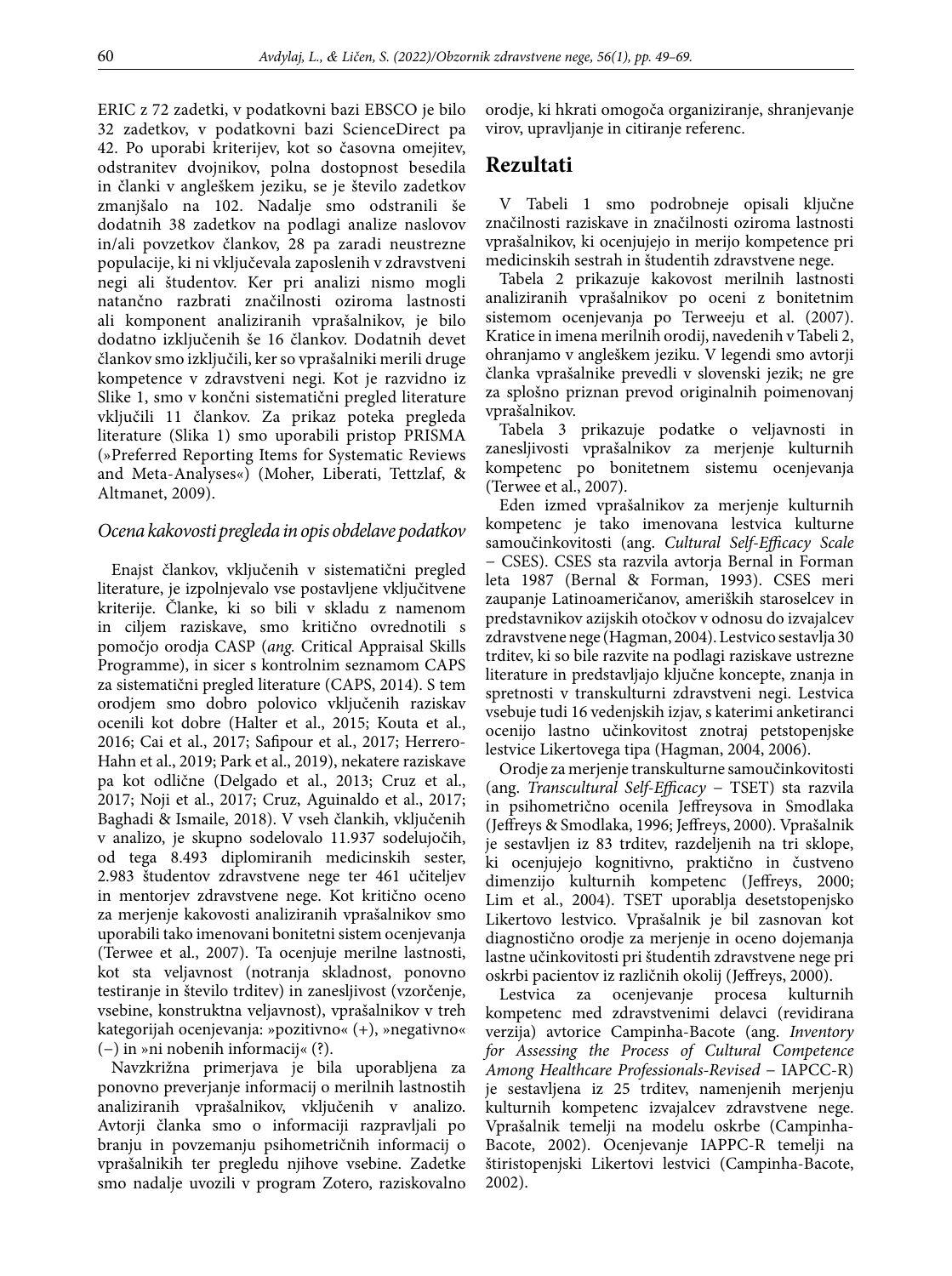ERIC z 72 zadetki, v podatkovni bazi EBSCO je bilo 32 zadetkov, v podatkovni bazi ScienceDirect pa 42. Po uporabi kriterijev, kot so časovna omejitev, odstranitev dvojnikov, polna dostopnost besedila in članki v angleškem jeziku, se je število zadetkov zmanjšalo na 102. Nadalje smo odstranili še dodatnih 38 zadetkov na podlagi analize naslovov in/ali povzetkov člankov, 28 pa zaradi neustrezne populacije, ki ni vključevala zaposlenih v zdravstveni negi ali študentov. Ker pri analizi nismo mogli natančno razbrati značilnosti oziroma lastnosti ali komponent analiziranih vprašalnikov, je bilo dodatno izključenih še 16 člankov. Dodatnih devet člankov smo izključili, ker so vprašalniki merili druge kompetence v zdravstveni negi. Kot je razvidno iz Slike 1, smo v končni sistematični pregled literature vključili 11 člankov. Za prikaz poteka pregleda literature (Slika 1) smo uporabili pristop PRISMA (»Preferred Reporting Items for Systematic Reviews and Meta-Analyses«) (Moher, Liberati, Tettzlaf, & Altmanet, 2009).

### *Ocena kakovosti pregleda in opis obdelave podatkov*

Enajst člankov, vključenih v sistematični pregled literature, je izpolnjevalo vse postavljene vključitvene kriterije. Članke, ki so bili v skladu z namenom in ciljem raziskave, smo kritično ovrednotili s pomočjo orodja CASP (*ang.* Critical Appraisal Skills Programme), in sicer s kontrolnim seznamom CAPS za sistematični pregled literature (CAPS, 2014). S tem orodjem smo dobro polovico vključenih raziskav ocenili kot dobre (Halter et al., 2015; Kouta et al., 2016; Cai et al., 2017; Safipour et al., 2017; Herrero-Hahn et al., 2019; Park et al., 2019), nekatere raziskave pa kot odlične (Delgado et al., 2013; Cruz et al., 2017; Noji et al., 2017; Cruz, Aguinaldo et al., 2017; Baghadi & Ismaile, 2018). V vseh člankih, vključenih v analizo, je skupno sodelovalo 11.937 sodelujočih, od tega 8.493 diplomiranih medicinskih sester, 2.983 študentov zdravstvene nege ter 461 učiteljev in mentorjev zdravstvene nege. Kot kritično oceno za merjenje kakovosti analiziranih vprašalnikov smo uporabili tako imenovani bonitetni sistem ocenjevanja (Terwee et al., 2007). Ta ocenjuje merilne lastnosti, kot sta veljavnost (notranja skladnost, ponovno testiranje in število trditev) in zanesljivost (vzorčenje, vsebine, konstruktna veljavnost), vprašalnikov v treh kategorijah ocenjevanja: »pozitivno« (+), »negativno« (−) in »ni nobenih informacij« (?).

Navzkrižna primerjava je bila uporabljena za ponovno preverjanje informacij o merilnih lastnostih analiziranih vprašalnikov, vključenih v analizo. Avtorji članka smo o informaciji razpravljali po branju in povzemanju psihometričnih informacij o vprašalnikih ter pregledu njihove vsebine. Zadetke smo nadalje uvozili v program Zotero, raziskovalno orodje, ki hkrati omogoča organiziranje, shranjevanje virov, upravljanje in citiranje referenc.

## Rezultati

V Tabeli 1 smo podrobneje opisali ključne značilnosti raziskave in značilnosti oziroma lastnosti vprašalnikov, ki ocenjujejo in merijo kompetence pri medicinskih sestrah in študentih zdravstvene nege.

Tabela 2 prikazuje kakovost merilnih lastnosti analiziranih vprašalnikov po oceni z bonitetnim sistemom ocenjevanja po Terweeju et al. (2007). Kratice in imena merilnih orodij, navedenih v Tabeli 2, ohranjamo v angleškem jeziku. V legendi smo avtorji članka vprašalnike prevedli v slovenski jezik; ne gre za splošno priznan prevod originalnih poimenovanj vprašalnikov.

Tabela 3 prikazuje podatke o veljavnosti in zanesljivosti vprašalnikov za merjenje kulturnih kompetenc po bonitetnem sistemu ocenjevanja (Terwee et al., 2007).

Eden izmed vprašalnikov za merjenje kulturnih kompetenc je tako imenovana lestvica kulturne samoučinkovitosti (ang. *Cultural Self-Efficacy Scale* – CSES). CSES sta razvila avtorja Bernal in Forman leta 1987 (Bernal & Forman, 1993). CSES meri zaupanje Latinoameričanov, ameriških staroselcev in predstavnikov azijskih otočkov v odnosu do izvajalcev zdravstvene nege (Hagman, 2004). Lestvico sestavlja 30 trditev, ki so bile razvite na podlagi raziskave ustrezne literature in predstavljajo ključne koncepte, znanja in spretnosti v transkulturni zdravstveni negi. Lestvica vsebuje tudi 16 vedenjskih izjav, s katerimi anketiranci ocenijo lastno učinkovitost znotraj petstopenjske lestvice Likertovega tipa (Hagman, 2004, 2006).

Orodje za merjenje transkulturne samoučinkovitosti (ang. *Transcultural Self-Efficacy* – TSET) sta razvila in psihometrično ocenila Jeffreysova in Smodlaka (Jeffreys & Smodlaka, 1996; Jeffreys, 2000). Vprašalnik je sestavljen iz 83 trditev, razdeljenih na tri sklope, ki ocenjujejo kognitivno, praktično in čustveno dimenzijo kulturnih kompetenc (Jeffreys, 2000; Lim et al., 2004). TSET uporablja desetstopenjsko Likertovo lestvico. Vprašalnik je bil zasnovan kot diagnostično orodje za merjenje in oceno dojemanja lastne učinkovitosti pri študentih zdravstvene nege pri oskrbi pacientov iz različnih okolij (Jeffreys, 2000).

Lestvica za ocenjevanje procesa kulturnih kompetenc med zdravstvenimi delavci (revidirana verzija) avtorice Campinha-Bacote (ang. *Inventory for Assessing the Process of Cultural Competence Among Healthcare Professionals-Revised* – IAPCC-R) je sestavljena iz 25 trditev, namenjenih merjenju kulturnih kompetenc izvajalcev zdravstvene nege. Vprašalnik temelji na modelu oskrbe (Campinha-Bacote, 2002). Ocenjevanje IAPPC-R temelji na štiristopenjski Likertovi lestvici (Campinha-Bacote, 2002).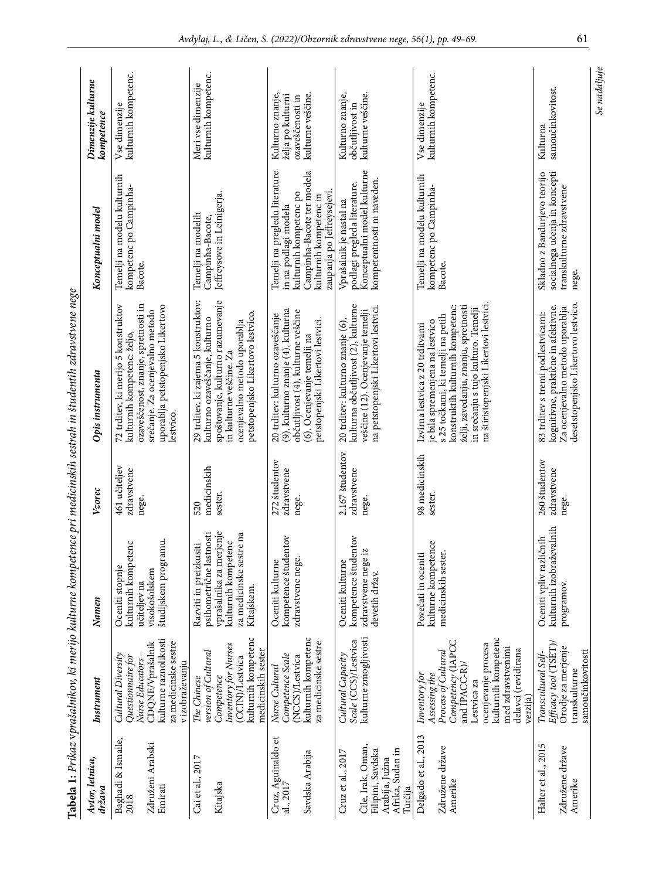**Tabela 1:** *Prikaz vprašalnikov, ki merijo kulturne kompetence pri medicinskih sestrah in študentih zdravstvene nege*

| *Avtor, letnica, država* | *Instrument* | *Namen* | *Vzorec* | *Opis instrumenta* | *Konceptualni model* | *Dimenzije kulturne kompetence* |
|---|---|---|---|---|---|---|
| Baghadi & Ismaile, 2018<br><br>Združeni Arabski Emirati | *Cultural Diversity Questionnaire for Nurse Educators* – CDQNE/Vprašalnik kulturne raznolikosti za medicinske sestre v izobraževanju | Oceniti stopnje kulturnih kompetenc učiteljev na visokošolskem študijskem programu. | 461 učiteljev zdravstvene nege. | 72 trditev, ki merijo 5 konstruktov kulturnih kompetenc: željo, ozaveščenost, znanje, spretnosti in srečanje. Za ocenjevalno metodo uporablja petstopenjsko Likertovo lestvico. | Temelji na modelu kulturnih kompetenc po Campinha-Bacote. | Vse dimenzije kulturnih kompetenc. |
| Cai et al., 2017<br><br>Kitajska | *The Chinese version of Cultural Competence Inventory for Nurses* (CCIN)/Lestvica kulturnih kompetenc medicinskih sester | Razviti in preizkusiti psihometrične lastnosti vprašalnika za merjenje kulturnih kompetenc za medicinske sestre na Kitajskem. | 520 medicinskih sester. | 29 trditev, ki zajema 5 konstruktov: kulturno ozaveščanje, kulturno spoštovanje, kulturno razumevanje in kulturne veščine. Za ocenjevalno metodo uporablja petstopenjsko Likertovo lestvico. | Temelji na modelih Campinha-Bacote, Jeffreysove in Leinigerja. | Meri vse dimenzije kulturnih kompetenc. |
| Cruz, Aguinaldo et al., 2017<br><br>Savdska Arabija | *Nurse Cultural Competence Scale* (NCCS)/Lestvica kulturnih kompetenc za medicinske sestre | Oceniti kulturne kompetence študentov zdravstvene nege. | 272 študentov zdravstvene nege. | 20 trditev: kulturno ozaveščanje (9), kulturno znanje (4), kulturna občutljivost (4), kulturne veščine (6). Ocenjevanje temelji na petstopenjski Likertovi lestvici. | Temelji na pregledu literature in na podlagi modela kulturnih kompetenc po Campinha-Bacote ter modela kulturnih kompetenc in zaupanja po Jeffreysejevi. | Kulturno znanje, želja po kulturni ozaveščenosti in kulturne veščine. |
| Cruz et al., 2017<br><br>Čile, Irak, Oman, Filipini, Savdska Arabija, Južna Afrika, Sudan in Turčija | *Cultural Capacity Scale* (CCS)/Lestvica kulture zmogljivosti | Oceniti kulturne kompetence študentov zdravstvene nege iz devetih držav. | 2.167 študentov zdravstvene nege. | 20 trditev: kulturno znanje (6), kulturna občutljivost (2), kulturne veščine (12). Ocenjevanje temelji na petstopenjski Likertovi lestvici. | Vprašalnik je nastal na podlagi pregleda literature. Konceptualni model kulturne kompetentnosti ni naveden. | Kulturno znanje, občutljivost in kulturne veščine. |
| Delgado et al., 2013<br><br>Združene države Amerike | *Inventory for Assessing the Process of Cultural Competency* (IAPCC and IPACC-R)/ Lestvica za ocenjevanje procesa kulturnih kompetenc med zdravstvenimi delavci (revidirana verzija) | Povečati in oceniti kulturne kompetence medicinskih sester. | 98 medicinskih sester. | Izvirna lestvica z 20 trditvami je bila spremenjena na lestvico s 25 točkami, ki temelji na petih konstruktih kulturnih kompetenc: želji, zavedanju, znanju, spretnosti in srečanju s tujo kulturo. Temelji na štiristopenjski Likertovi lestvici. | Temelji na modelu kulturnih kompetenc po Campinha-Bacote. | Vse dimenzije kulturnih kompetenc. |
| Halter et al., 2015<br><br>Združene države Amerike | *Transcultural Self-Efficacy tool* (TSET)/ Orodje za merjenje transkulturne samoučinkovitosti | Oceniti vpliv različnih kulturnih izobraževalnih programov. | 260 študentov zdravstvene nege. | 83 trditev s tremi podlestvicami: kognitivne, praktične in afektivne. Za ocenjevalno metodo uporablja desetstopenjsko Likertovo lestvico. | Skladno z Bandurjevo teorijo socialnega učenja in koncepti transkulturne zdravstvene nege. | Kulturna samoučinkovitost. |

*Se nadaljuje*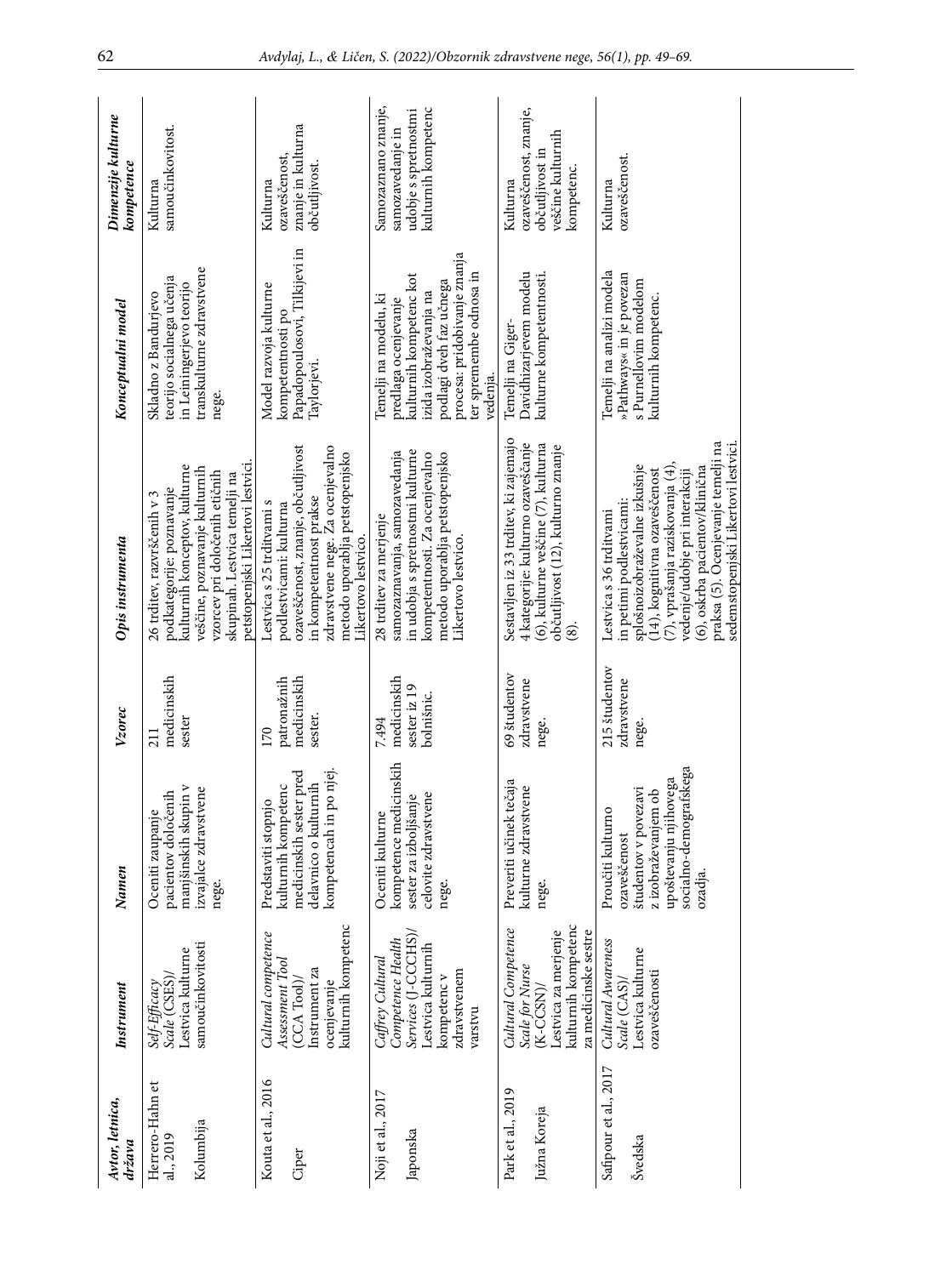| *Avtor, letnica, država* | *Instrument* | *Namen* | *Vzorec* | *Opis instrumenta* | *Konceptualni model* | *Dimenzije kulturne kompetence* |
|---|---|---|---|---|---|---|
| Herrero-Hahn et al., 2019 Kolumbija | *Self-Efficacy Scale* (CSES)/ Lestvica kulturne samoučinkovitosti | Oceniti zaupanje pacientov določenih manjšinskih skupin v izvajalce zdravstvene nege. | 211 medicinskih sester | 26 trditev, razvrščenih v 3 podkategorije: poznavanje kulturnih konceptov, kulturne veščine, poznavanje kulturnih vzorcev pri določenih etičnih skupinah. Lestvica temelji na petstopenjski Likertovi lestvici. | Skladno z Bandurjevo teorijo socialnega učenja in Leiningerjevo teorijo transkulturne zdravstvene nege. | Kulturna samoučinkovitost. |
| Kouta et al., 2016 Ciper | *Cultural competence Assessment Tool* (CCA Tool)/ Instrument za ocenjevanje kulturnih kompetenc | Predstaviti stopnjo kulturnih kompetenc medicinskih sester pred delavnico o kulturnih kompetencah in po njej. | 170 patronažnih medicinskih sester. | Lestvica s 25 trditvami s podlestvicami: kulturna ozaveščenost, znanje, občutljivost in kompetentnost prakse zdravstvene nege. Za ocenjevalno metodo uporablja petstopenjsko Likertovo lestvico. | Model razvoja kulturne kompetentnosti po Papadopoulosovi, Tilkijevi in Taylorjevi. | Kulturna ozaveščenost, znanje in kulturna občutljivost. |
| Noji et al., 2017 Japonska | *Caffrey Cultural Competence Health Services* (J-CCCHS)/ Lestvica kulturnih kompetenc v zdravstvenem varstvu | Oceniti kulturne kompetence medicinskih sester za izboljšanje celovite zdravstvene nege. | 7.494 medicinskih sester iz 19 bolnišnic. | 26 trditev za merjenje samozaznavanja, samozavedanja in udobja s spretnostmi kulturne kompetentnosti. Za ocenjevalno metodo uporablja petstopenjsko Likertovo lestvico. | Temelji na modelu, ki predlaga ocenjevanje kulturnih kompetenc kot izida izobraževanja na podlagi dveh faz učnega procesa: pridobivanje znanja ter spremembe odnosa in vedenja. | Samozaznano znanje, samozavedanje in udobje s spretnostmi kulturnih kompetenc |
| Park et al., 2019 Južna Koreja | *Cultural Competence Scale for Nurse* (K-CCSN)/ Lestvica za merjenje kulturnih kompetenc za medicinske sestre | Preveriti učinek tečaja kulturne zdravstvene nege. | 69 študentov zdravstvene nege. | Sestavljen iz 33 trditev, ki zajemajo 4 kategorije: kulturno ozaveščanje (6), kulturne veščine (7), kulturna občutljivost (12), kulturno znanje (8). | Temelji na Giger-Davidhizarjevem modelu kulturne kompetentnosti. | Kulturna ozaveščenost, znanje, občutljivost in veščine kulturnih kompetenc. |
| Safipour et al., 2017 Švedska | *Cultural Awareness Scale* (CAS)/ Lestvica kulturne ozaveščenosti | Proučiti kulturno ozaveščenost študentov v povezavi z izobraževanjem ob upoštevanju njihovega socialno-demografskega ozadja. | 215 študentov zdravstvene nege. | Lestvica s 36 trditvami in petimi podlestvicami: splošnoizobraževalne izkušnje (14), kognitivna ozaveščenost (7), vprašanja raziskovanja (4), vedenje/udobje pri interakciji (6), oskrba pacientov/klinična praksa (5). Ocenjevanje temelji na sedemstopenjski Likertovi lestvici. | Temelji na analizi modela »Pathways« in je povezan s Purnellovim modelom kulturnih kompetenc. | Kulturna ozaveščenost. |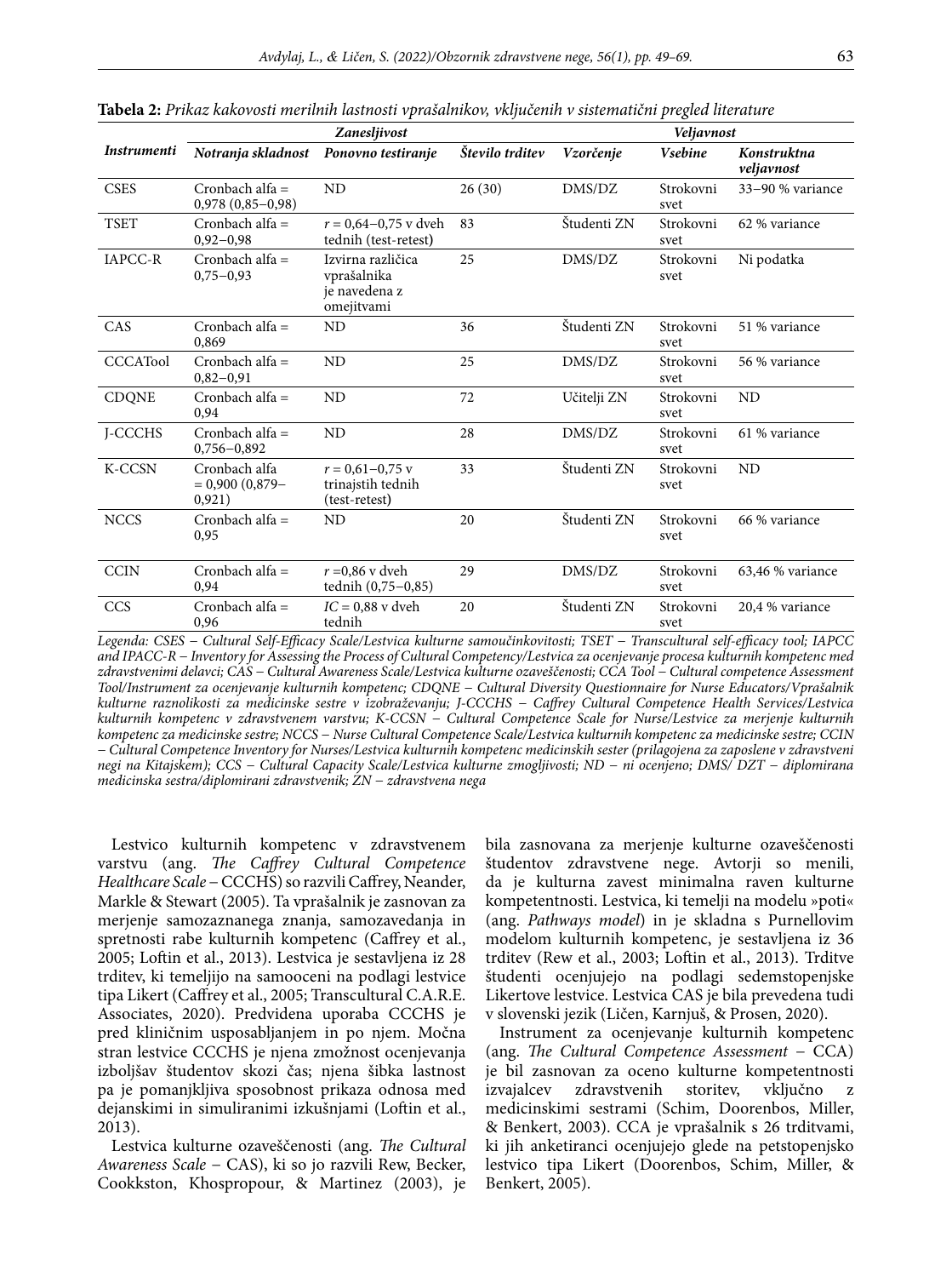**Tabela 2:** *Prikaz kakovosti merilnih lastnosti vprašalnikov, vključenih v sistematični pregled literature*

| *Instrumenti* | *Zanesljivost* | | | *Veljavnost* | | |
|---|---|---|---|---|---|---|
| | *Notranja skladnost* | *Ponovno testiranje* | *Število trditev* | *Vzorčenje* | *Vsebine* | *Konstruktna veljavnost* |
| CSES | Cronbach alfa = 0,978 (0,85–0,98) | ND | 26 (30) | DMS/DZ | Strokovni svet | 33–90 % variance |
| TSET | Cronbach alfa = 0,92–0,98 | $r$ = 0,64–0,75 v dveh tednih (test-retest) | 83 | Študenti ZN | Strokovni svet | 62 % variance |
| IAPCC-R | Cronbach alfa = 0,75–0,93 | Izvirna različica vprašalnika je navedena z omejitvami | 25 | DMS/DZ | Strokovni svet | Ni podatka |
| CAS | Cronbach alfa = 0,869 | ND | 36 | Študenti ZN | Strokovni svet | 51 % variance |
| CCCATool | Cronbach alfa = 0,82–0,91 | ND | 25 | DMS/DZ | Strokovni svet | 56 % variance |
| CDQNE | Cronbach alfa = 0,94 | ND | 72 | Učitelji ZN | Strokovni svet | ND |
| J-CCCHS | Cronbach alfa = 0,756–0,892 | ND | 28 | DMS/DZ | Strokovni svet | 61 % variance |
| K-CCSN | Cronbach alfa = 0,900 (0,879–0,921) | $r$ = 0,61–0,75 v trinajstih tednih (test-retest) | 33 | Študenti ZN | Strokovni svet | ND |
| NCCS | Cronbach alfa = 0,95 | ND | 20 | Študenti ZN | Strokovni svet | 66 % variance |
| CCIN | Cronbach alfa = 0,94 | $r$ =0,86 v dveh tednih (0,75–0,85) | 29 | DMS/DZ | Strokovni svet | 63,46 % variance |
| CCS | Cronbach alfa = 0,96 | $IC$ = 0,88 v dveh tednih | 20 | Študenti ZN | Strokovni svet | 20,4 % variance |

*Legenda: CSES – Cultural Self-Efficacy Scale/Lestvica kulturne samoučinkovitosti; TSET – Transcultural self-efficacy tool; IAPCC and IPACC-R – Inventory for Assessing the Process of Cultural Competency/Lestvica za ocenjevanje procesa kulturnih kompetenc med zdravstvenimi delavci; CAS – Cultural Awareness Scale/Lestvica kulturne ozaveščenosti; CCA Tool – Cultural competence Assessment Tool/Instrument za ocenjevanje kulturnih kompetenc; CDQNE – Cultural Diversity Questionnaire for Nurse Educators/Vprašalnik kulturne raznolikosti za medicinske sestre v izobraževanju; J-CCCHS – Caffrey Cultural Competence Health Services/Lestvica kulturnih kompetenc v zdravstvenem varstvu; K-CCSN – Cultural Competence Scale for Nurse/Lestvice za merjenje kulturnih kompetenc za medicinske sestre; NCCS – Nurse Cultural Competence Scale/Lestvica kulturnih kompetenc za medicinske sestre; CCIN – Cultural Competence Inventory for Nurses/Lestvica kulturnih kompetenc medicinskih sester (prilagojena za zaposlene v zdravstveni negi na Kitajskem); CCS – Cultural Capacity Scale/Lestvica kulturne zmogljivosti; ND – ni ocenjeno; DMS/ DZT – diplomirana medicinska sestra/diplomirani zdravstvenik; ZN – zdravstvena nega*

Lestvico kulturnih kompetenc v zdravstvenem varstvu (ang. *The Caffrey Cultural Competence Healthcare Scale* – CCCHS) so razvili Caffrey, Neander, Markle & Stewart (2005). Ta vprašalnik je zasnovan za merjenje samozaznanega znanja, samozavedanja in spretnosti rabe kulturnih kompetenc (Caffrey et al., 2005; Loftin et al., 2013). Lestvica je sestavljena iz 28 trditev, ki temeljijo na samooceni na podlagi lestvice tipa Likert (Caffrey et al., 2005; Transcultural C.A.R.E. Associates, 2020). Predvidena uporaba CCCHS je pred kliničnim usposabljanjem in po njem. Močna stran lestvice CCCHS je njena zmožnost ocenjevanja izboljšav študentov skozi čas; njena šibka lastnost pa je pomanjkljiva sposobnost prikaza odnosa med dejanskimi in simuliranimi izkušnjami (Loftin et al., 2013).

Lestvica kulturne ozaveščenosti (ang. *The Cultural Awareness Scale* – CAS), ki so jo razvili Rew, Becker, Cookkston, Khospropour, & Martinez (2003), je bila zasnovana za merjenje kulturne ozaveščenosti študentov zdravstvene nege. Avtorji so menili, da je kulturna zavest minimalna raven kulturne kompetentnosti. Lestvica, ki temelji na modelu »poti« (ang. *Pathways model*) in je skladna s Purnellovim modelom kulturnih kompetenc, je sestavljena iz 36 trditev (Rew et al., 2003; Loftin et al., 2013). Trditve študenti ocenjujejo na podlagi sedemstopenjske Likertove lestvice. Lestvica CAS je bila prevedena tudi v slovenski jezik (Ličen, Karnjuš, & Prosen, 2020).

Instrument za ocenjevanje kulturnih kompetenc (ang. *The Cultural Competence Assessment* – CCA) je bil zasnovan za oceno kulturne kompetentnosti izvajalcev zdravstvenih storitev, vključno z medicinskimi sestrami (Schim, Doorenbos, Miller, & Benkert, 2003). CCA je vprašalnik s 26 trditvami, ki jih anketiranci ocenjujejo glede na petstopenjsko lestvico tipa Likert (Doorenbos, Schim, Miller, & Benkert, 2005).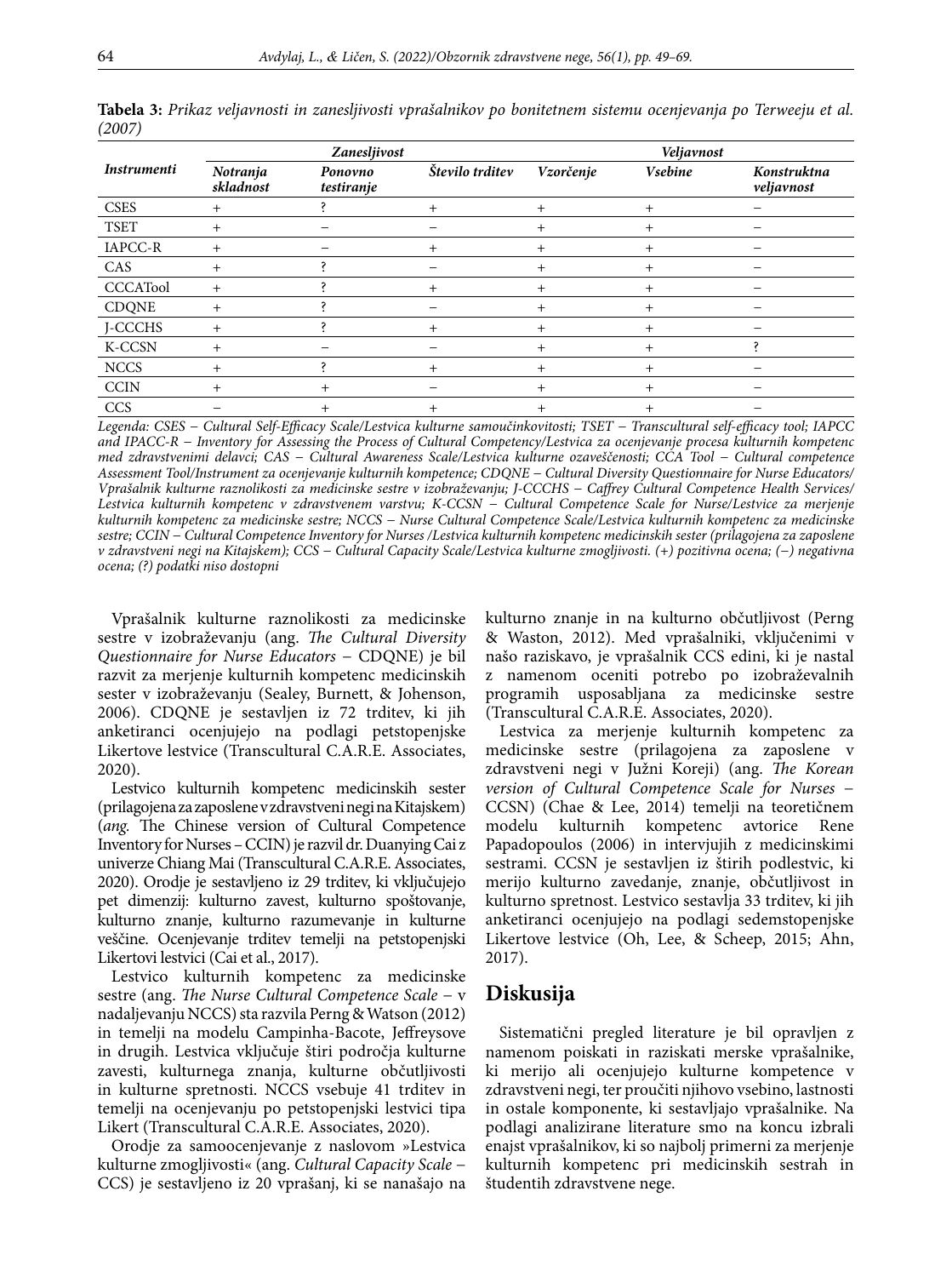**Tabela 3:** *Prikaz veljavnosti in zanesljivosti vprašalnikov po bonitetnem sistemu ocenjevanja po Terweeju et al. (2007)*

| *Instrumenti* | *Zanesljivost* | | | *Veljavnost* | | |
|---|---|---|---|---|---|---|
| | *Notranja skladnost* | *Ponovno testiranje* | *Število trditev* | *Vzorčenje* | *Vsebine* | *Konstruktna veljavnost* |
| CSES | + | ? | + | + | + | – |
| TSET | + | – | – | + | + | – |
| IAPCC-R | + | – | + | + | + | – |
| CAS | + | ? | – | + | + | – |
| CCCATool | + | ? | + | + | + | – |
| CDQNE | + | ? | – | + | + | – |
| J-CCCHS | + | ? | + | + | + | – |
| K-CCSN | + | – | – | + | + | ? |
| NCCS | + | ? | + | + | + | – |
| CCIN | + | + | – | + | + | – |
| CCS | – | + | + | + | + | – |

*Legenda: CSES – Cultural Self-Efficacy Scale/Lestvica kulturne samoučinkovitosti; TSET – Transcultural self-efficacy tool; IAPCC and IPACC-R – Inventory for Assessing the Process of Cultural Competency/Lestvica za ocenjevanje procesa kulturnih kompetenc med zdravstvenimi delavci; CAS – Cultural Awareness Scale/Lestvica kulturne ozaveščenosti; CCA Tool – Cultural competence Assessment Tool/Instrument za ocenjevanje kulturnih kompetence; CDQNE – Cultural Diversity Questionnaire for Nurse Educators/ Vprašalnik kulturne raznolikosti za medicinske sestre v izobraževanju; J-CCCHS – Caffrey Cultural Competence Health Services/ Lestvica kulturnih kompetenc v zdravstvenem varstvu; K-CCSN – Cultural Competence Scale for Nurse/Lestvice za merjenje kulturnih kompetenc za medicinske sestre; NCCS – Nurse Cultural Competence Scale/Lestvica kulturnih kompetenc za medicinske sestre; CCIN – Cultural Competence Inventory for Nurses /Lestvica kulturnih kompetenc medicinskih sester (prilagojena za zaposlene v zdravstveni negi na Kitajskem); CCS – Cultural Capacity Scale/Lestvica kulturne zmogljivosti. (+) pozitivna ocena; (–) negativna ocena; (?) podatki niso dostopni*

Vprašalnik kulturne raznolikosti za medicinske sestre v izobraževanju (ang. *The Cultural Diversity Questionnaire for Nurse Educators* – CDQNE) je bil razvit za merjenje kulturnih kompetenc medicinskih sester v izobraževanju (Sealey, Burnett, & Johenson, 2006). CDQNE je sestavljen iz 72 trditev, ki jih anketiranci ocenjujejo na podlagi petstopenjske Likertove lestvice (Transcultural C.A.R.E. Associates, 2020).

Lestvico kulturnih kompetenc medicinskih sester (prilagojena za zaposlene v zdravstveni negi na Kitajskem) (*ang.* The Chinese version of Cultural Competence Inventory for Nurses – CCIN) je razvil dr. Duanying Cai z univerze Chiang Mai (Transcultural C.A.R.E. Associates, 2020). Orodje je sestavljeno iz 29 trditev, ki vključujejo pet dimenzij: kulturno zavest, kulturno spoštovanje, kulturno znanje, kulturno razumevanje in kulturne veščine. Ocenjevanje trditev temelji na petstopenjski Likertovi lestvici (Cai et al., 2017).

Lestvico kulturnih kompetenc za medicinske sestre (ang. *The Nurse Cultural Competence Scale* – v nadaljevanju NCCS) sta razvila Perng & Watson (2012) in temelji na modelu Campinha-Bacote, Jeffreysove in drugih. Lestvica vključuje štiri področja kulturne zavesti, kulturnega znanja, kulturne občutljivosti in kulturne spretnosti. NCCS vsebuje 41 trditev in temelji na ocenjevanju po petstopenjski lestvici tipa Likert (Transcultural C.A.R.E. Associates, 2020).

Orodje za samoocenjevanje z naslovom »Lestvica kulturne zmogljivosti« (ang. *Cultural Capacity Scale* – CCS) je sestavljeno iz 20 vprašanj, ki se nanašajo na kulturno znanje in na kulturno občutljivost (Perng & Waston, 2012). Med vprašalniki, vključenimi v našo raziskavo, je vprašalnik CCS edini, ki je nastal z namenom oceniti potrebo po izobraževalnih programih usposabljana za medicinske sestre (Transcultural C.A.R.E. Associates, 2020).

Lestvica za merjenje kulturnih kompetenc za medicinske sestre (prilagojena za zaposlene v zdravstveni negi v Južni Koreji) (ang. *The Korean version of Cultural Competence Scale for Nurses* – CCSN) (Chae & Lee, 2014) temelji na teoretičnem modelu kulturnih kompetenc avtorice Rene Papadopoulos (2006) in intervjujih z medicinskimi sestrami. CCSN je sestavljen iz štirih podlestvic, ki merijo kulturno zavedanje, znanje, občutljivost in kulturno spretnost. Lestvico sestavlja 33 trditev, ki jih anketiranci ocenjujejo na podlagi sedemstopenjske Likertove lestvice (Oh, Lee, & Scheep, 2015; Ahn, 2017).

## Diskusija

Sistematični pregled literature je bil opravljen z namenom poiskati in raziskati merske vprašalnike, ki merijo ali ocenjujejo kulturne kompetence v zdravstveni negi, ter proučiti njihovo vsebino, lastnosti in ostale komponente, ki sestavljajo vprašalnike. Na podlagi analizirane literature smo na koncu izbrali enajst vprašalnikov, ki so najbolj primerni za merjenje kulturnih kompetenc pri medicinskih sestrah in študentih zdravstvene nege.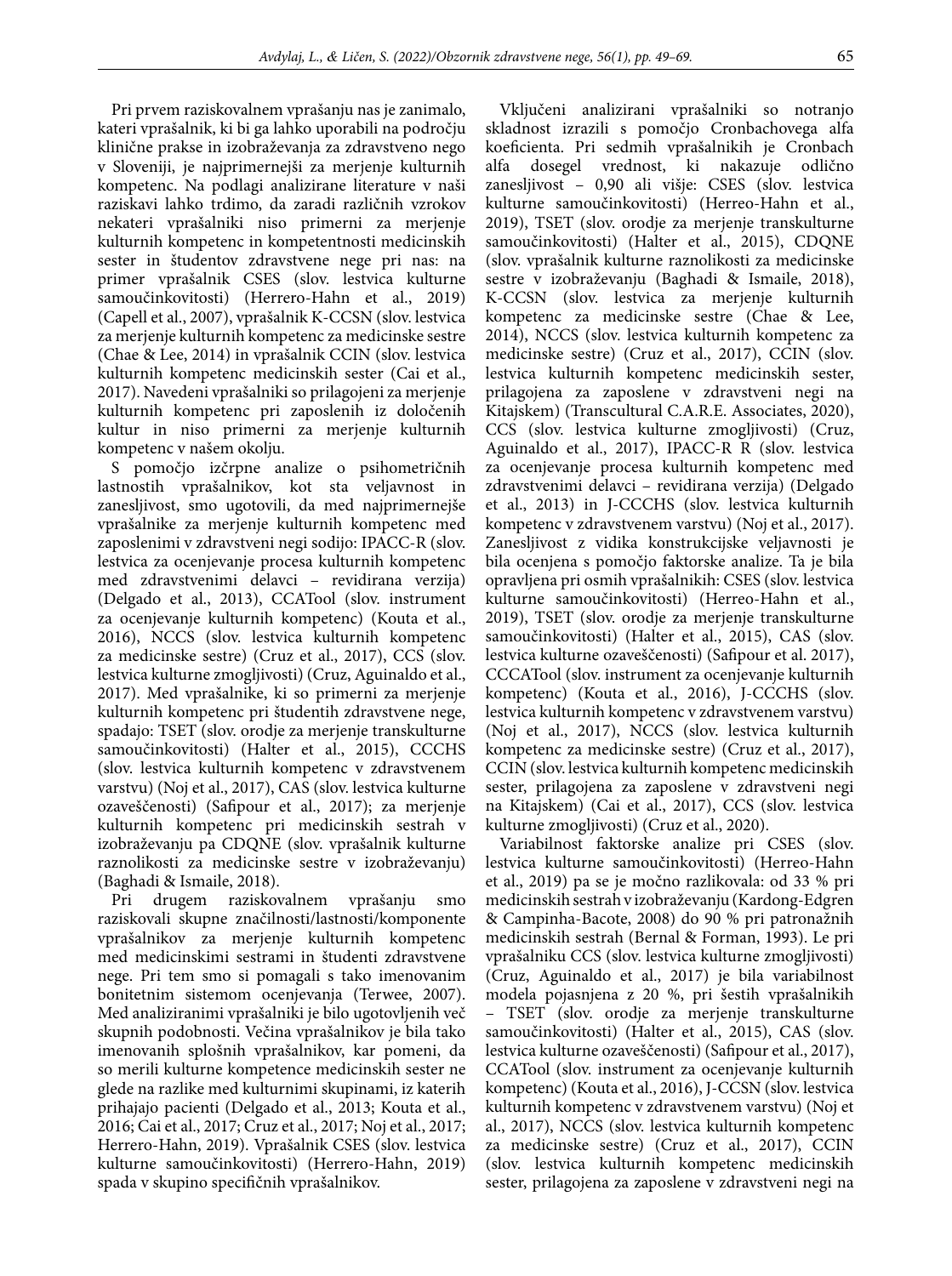Pri prvem raziskovalnem vprašanju nas je zanimalo, kateri vprašalnik, ki bi ga lahko uporabili na področju klinične prakse in izobraževanja za zdravstveno nego v Sloveniji, je najprimernejši za merjenje kulturnih kompetenc. Na podlagi analizirane literature v naši raziskavi lahko trdimo, da zaradi različnih vzrokov nekateri vprašalniki niso primerni za merjenje kulturnih kompetenc in kompetentnosti medicinskih sester in študentov zdravstvene nege pri nas: na primer vprašalnik CSES (slov. lestvica kulturne samoučinkovitosti) (Herrero-Hahn et al., 2019) (Capell et al., 2007), vprašalnik K-CCSN (slov. lestvica za merjenje kulturnih kompetenc za medicinske sestre (Chae & Lee, 2014) in vprašalnik CCIN (slov. lestvica kulturnih kompetenc medicinskih sester (Cai et al., 2017). Navedeni vprašalniki so prilagojeni za merjenje kulturnih kompetenc pri zaposlenih iz določenih kultur in niso primerni za merjenje kulturnih kompetenc v našem okolju.

S pomočjo izčrpne analize o psihometričnih lastnostih vprašalnikov, kot sta veljavnost in zanesljivost, smo ugotovili, da med najprimernejše vprašalnike za merjenje kulturnih kompetenc med zaposlenimi v zdravstveni negi sodijo: IPACC-R (slov. lestvica za ocenjevanje procesa kulturnih kompetenc med zdravstvenimi delavci – revidirana verzija) (Delgado et al., 2013), CCATool (slov. instrument za ocenjevanje kulturnih kompetenc) (Kouta et al., 2016), NCCS (slov. lestvica kulturnih kompetenc za medicinske sestre) (Cruz et al., 2017), CCS (slov. lestvica kulturne zmogljivosti) (Cruz, Aguinaldo et al., 2017). Med vprašalnike, ki so primerni za merjenje kulturnih kompetenc pri študentih zdravstvene nege, spadajo: TSET (slov. orodje za merjenje transkulturne samoučinkovitosti) (Halter et al., 2015), CCCHS (slov. lestvica kulturnih kompetenc v zdravstvenem varstvu) (Noj et al., 2017), CAS (slov. lestvica kulturne ozaveščenosti) (Safipour et al., 2017); za merjenje kulturnih kompetenc pri medicinskih sestrah v izobraževanju pa CDQNE (slov. vprašalnik kulturne raznolikosti za medicinske sestre v izobraževanju) (Baghadi & Ismaile, 2018).

Pri drugem raziskovalnem vprašanju smo raziskovali skupne značilnosti/lastnosti/komponente vprašalnikov za merjenje kulturnih kompetenc med medicinskimi sestrami in študenti zdravstvene nege. Pri tem smo si pomagali s tako imenovanim bonitetnim sistemom ocenjevanja (Terwee, 2007). Med analiziranimi vprašalniki je bilo ugotovljenih več skupnih podobnosti. Večina vprašalnikov je bila tako imenovanih splošnih vprašalnikov, kar pomeni, da so merili kulturne kompetence medicinskih sester ne glede na razlike med kulturnimi skupinami, iz katerih prihajajo pacienti (Delgado et al., 2013; Kouta et al., 2016; Cai et al., 2017; Cruz et al., 2017; Noj et al., 2017; Herrero-Hahn, 2019). Vprašalnik CSES (slov. lestvica kulturne samoučinkovitosti) (Herrero-Hahn, 2019) spada v skupino specifičnih vprašalnikov.

Vključeni analizirani vprašalniki so notranjo skladnost izrazili s pomočjo Cronbachovega alfa koeficienta. Pri sedmih vprašalnikih je Cronbach alfa dosegel vrednost, ki nakazuje odlično zanesljivost – 0,90 ali višje: CSES (slov. lestvica kulturne samoučinkovitosti) (Herreo-Hahn et al., 2019), TSET (slov. orodje za merjenje transkulturne samoučinkovitosti) (Halter et al., 2015), CDQNE (slov. vprašalnik kulturne raznolikosti za medicinske sestre v izobraževanju (Baghadi & Ismaile, 2018), K-CCSN (slov. lestvica za merjenje kulturnih kompetenc za medicinske sestre (Chae & Lee, 2014), NCCS (slov. lestvica kulturnih kompetenc za medicinske sestre) (Cruz et al., 2017), CCIN (slov. lestvica kulturnih kompetenc medicinskih sester, prilagojena za zaposlene v zdravstveni negi na Kitajskem) (Transcultural C.A.R.E. Associates, 2020), CCS (slov. lestvica kulturne zmogljivosti) (Cruz, Aguinaldo et al., 2017), IPACC-R R (slov. lestvica za ocenjevanje procesa kulturnih kompetenc med zdravstvenimi delavci – revidirana verzija) (Delgado et al., 2013) in J-CCCHS (slov. lestvica kulturnih kompetenc v zdravstvenem varstvu) (Noj et al., 2017). Zanesljivost z vidika konstrukcijske veljavnosti je bila ocenjena s pomočjo faktorske analize. Ta je bila opravljena pri osmih vprašalnikih: CSES (slov. lestvica kulturne samoučinkovitosti) (Herreo-Hahn et al., 2019), TSET (slov. orodje za merjenje transkulturne samoučinkovitosti) (Halter et al., 2015), CAS (slov. lestvica kulturne ozaveščenosti) (Safipour et al. 2017), CCCATool (slov. instrument za ocenjevanje kulturnih kompetenc) (Kouta et al., 2016), J-CCCHS (slov. lestvica kulturnih kompetenc v zdravstvenem varstvu) (Noj et al., 2017), NCCS (slov. lestvica kulturnih kompetenc za medicinske sestre) (Cruz et al., 2017), CCIN (slov. lestvica kulturnih kompetenc medicinskih sester, prilagojena za zaposlene v zdravstveni negi na Kitajskem) (Cai et al., 2017), CCS (slov. lestvica kulturne zmogljivosti) (Cruz et al., 2020).

Variabilnost faktorske analize pri CSES (slov. lestvica kulturne samoučinkovitosti) (Herreo-Hahn et al., 2019) pa se je močno razlikovala: od 33 % pri medicinskih sestrah v izobraževanju (Kardong-Edgren & Campinha-Bacote, 2008) do 90 % pri patronažnih medicinskih sestrah (Bernal & Forman, 1993). Le pri vprašalniku CCS (slov. lestvica kulturne zmogljivosti) (Cruz, Aguinaldo et al., 2017) je bila variabilnost modela pojasnjena z 20 %, pri šestih vprašalnikih – TSET (slov. orodje za merjenje transkulturne samoučinkovitosti) (Halter et al., 2015), CAS (slov. lestvica kulturne ozaveščenosti) (Safipour et al., 2017), CCATool (slov. instrument za ocenjevanje kulturnih kompetenc) (Kouta et al., 2016), J-CCSN (slov. lestvica kulturnih kompetenc v zdravstvenem varstvu) (Noj et al., 2017), NCCS (slov. lestvica kulturnih kompetenc za medicinske sestre) (Cruz et al., 2017), CCIN (slov. lestvica kulturnih kompetenc medicinskih sester, prilagojena za zaposlene v zdravstveni negi na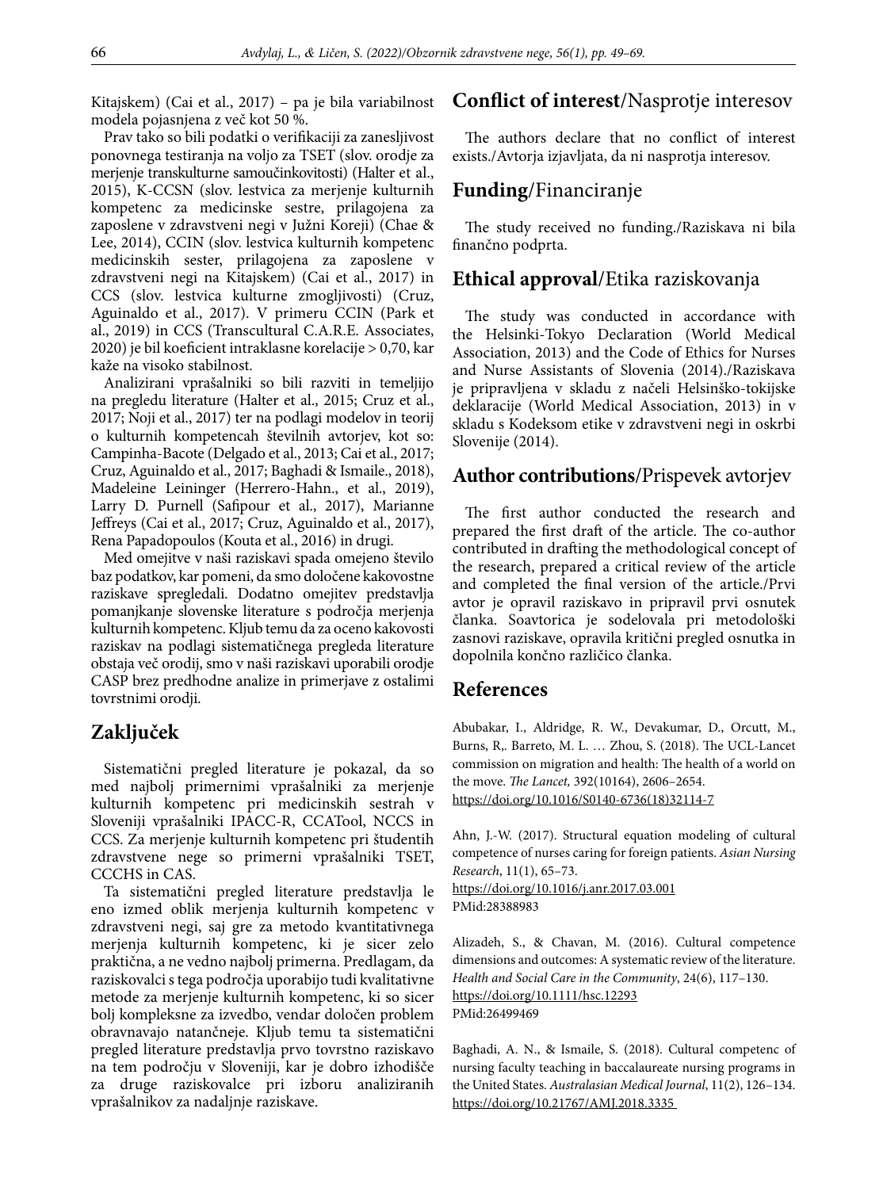Kitajskem) (Cai et al., 2017) – pa je bila variabilnost modela pojasnjena z več kot 50 %.

Prav tako so bili podatki o verifikaciji za zanesljivost ponovnega testiranja na voljo za TSET (slov. orodje za merjenje transkulturne samoučinkovitosti) (Halter et al., 2015), K-CCSN (slov. lestvica za merjenje kulturnih kompetenc za medicinske sestre, prilagojena za zaposlene v zdravstveni negi v Južni Koreji) (Chae & Lee, 2014), CCIN (slov. lestvica kulturnih kompetenc medicinskih sester, prilagojena za zaposlene v zdravstveni negi na Kitajskem) (Cai et al., 2017) in CCS (slov. lestvica kulturne zmogljivosti) (Cruz, Aguinaldo et al., 2017). V primeru CCIN (Park et al., 2019) in CCS (Transcultural C.A.R.E. Associates, 2020) je bil koeficient intraklasne korelacije > 0,70, kar kaže na visoko stabilnost.

Analizirani vprašalniki so bili razviti in temeljijo na pregledu literature (Halter et al., 2015; Cruz et al., 2017; Noji et al., 2017) ter na podlagi modelov in teorij o kulturnih kompetencah številnih avtorjev, kot so: Campinha-Bacote (Delgado et al., 2013; Cai et al., 2017; Cruz, Aguinaldo et al., 2017; Baghadi & Ismaile., 2018), Madeleine Leininger (Herrero-Hahn., et al., 2019), Larry D. Purnell (Safipour et al., 2017), Marianne Jeffreys (Cai et al., 2017; Cruz, Aguinaldo et al., 2017), Rena Papadopoulos (Kouta et al., 2016) in drugi.

Med omejitve v naši raziskavi spada omejeno število baz podatkov, kar pomeni, da smo določene kakovostne raziskave spregledali. Dodatno omejitev predstavlja pomanjkanje slovenske literature s področja merjenja kulturnih kompetenc. Kljub temu da za oceno kakovosti raziskav na podlagi sistematičnega pregleda literature obstaja več orodij, smo v naši raziskavi uporabili orodje CASP brez predhodne analize in primerjave z ostalimi tovrstnimi orodji.

## Zaključek

Sistematični pregled literature je pokazal, da so med najbolj primernimi vprašalniki za merjenje kulturnih kompetenc pri medicinskih sestrah v Sloveniji vprašalniki IPACC-R, CCATool, NCCS in CCS. Za merjenje kulturnih kompetenc pri študentih zdravstvene nege so primerni vprašalniki TSET, CCCHS in CAS.

Ta sistematični pregled literature predstavlja le eno izmed oblik merjenja kulturnih kompetenc v zdravstveni negi, saj gre za metodo kvantitativnega merjenja kulturnih kompetenc, ki je sicer zelo praktična, a ne vedno najbolj primerna. Predlagam, da raziskovalci s tega področja uporabijo tudi kvalitativne metode za merjenje kulturnih kompetenc, ki so sicer bolj kompleksne za izvedbo, vendar določen problem obravnavajo natančneje. Kljub temu ta sistematični pregled literature predstavlja prvo tovrstno raziskavo na tem področju v Sloveniji, kar je dobro izhodišče za druge raziskovalce pri izboru analiziranih vprašalnikov za nadaljnje raziskave.

## **Conflict of interest**/Nasprotje interesov

The authors declare that no conflict of interest exists./Avtorja izjavljata, da ni nasprotja interesov.

## **Funding**/Financiranje

The study received no funding./Raziskava ni bila finančno podprta.

## **Ethical approval**/Etika raziskovanja

The study was conducted in accordance with the Helsinki-Tokyo Declaration (World Medical Association, 2013) and the Code of Ethics for Nurses and Nurse Assistants of Slovenia (2014)./Raziskava je pripravljena v skladu z načeli Helsinško-tokijske deklaracije (World Medical Association, 2013) in v skladu s Kodeksom etike v zdravstveni negi in oskrbi Slovenije (2014).

## **Author contributions**/Prispevek avtorjev

The first author conducted the research and prepared the first draft of the article. The co-author contributed in drafting the methodological concept of the research, prepared a critical review of the article and completed the final version of the article./Prvi avtor je opravil raziskavo in pripravil prvi osnutek članka. Soavtorica je sodelovala pri metodološki zasnovi raziskave, opravila kritični pregled osnutka in dopolnila končno različico članka.

## References

Abubakar, I., Aldridge, R. W., Devakumar, D., Orcutt, M., Burns, R,. Barreto, M. L. … Zhou, S. (2018). The UCL-Lancet commission on migration and health: The health of a world on the move. *The Lancet,* 392(10164), 2606–2654. https://doi.org/10.1016/S0140-6736(18)32114-7

Ahn, J.-W. (2017). Structural equation modeling of cultural competence of nurses caring for foreign patients. *Asian Nursing Research*, 11(1), 65–73. https://doi.org/10.1016/j.anr.2017.03.001 PMid:28388983

Alizadeh, S., & Chavan, M. (2016). Cultural competence dimensions and outcomes: A systematic review of the literature. *Health and Social Care in the Community*, 24(6), 117–130. https://doi.org/10.1111/hsc.12293 PMid:26499469

Baghadi, A. N., & Ismaile, S. (2018). Cultural competenc of nursing faculty teaching in baccalaureate nursing programs in the United States. *Australasian Medical Journal*, 11(2), 126–134. https://doi.org/10.21767/AMJ.2018.3335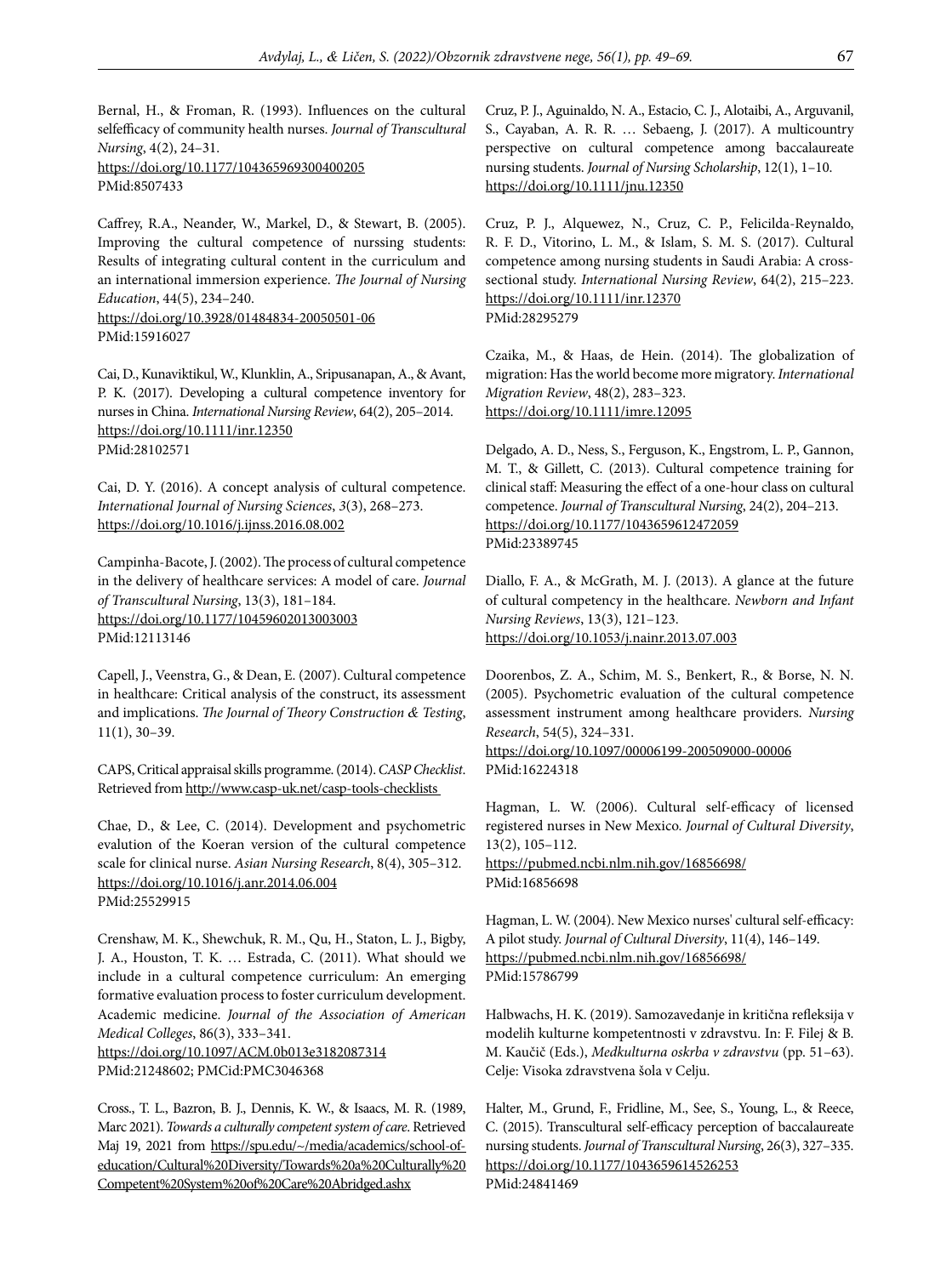Bernal, H., & Froman, R. (1993). Influences on the cultural selfefficacy of community health nurses. *Journal of Transcultural Nursing*, 4(2), 24–31.
https://doi.org/10.1177/104365969300400205
PMid:8507433

Caffrey, R.A., Neander, W., Markel, D., & Stewart, B. (2005). Improving the cultural competence of nurssing students: Results of integrating cultural content in the curriculum and an international immersion experience. *The Journal of Nursing Education*, 44(5), 234–240.
https://doi.org/10.3928/01484834-20050501-06
PMid:15916027

Cai, D., Kunaviktikul, W., Klunklin, A., Sripusanapan, A., & Avant, P. K. (2017). Developing a cultural competence inventory for nurses in China. *International Nursing Review*, 64(2), 205–2014.
https://doi.org/10.1111/inr.12350
PMid:28102571

Cai, D. Y. (2016). A concept analysis of cultural competence. *International Journal of Nursing Sciences*, *3*(3), 268–273.
https://doi.org/10.1016/j.ijnss.2016.08.002

Campinha-Bacote, J. (2002). The process of cultural competence in the delivery of healthcare services: A model of care. *Journal of Transcultural Nursing*, 13(3), 181–184.
https://doi.org/10.1177/10459602013003003
PMid:12113146

Capell, J., Veenstra, G., & Dean, E. (2007). Cultural competence in healthcare: Critical analysis of the construct, its assessment and implications. *The Journal of Theory Construction & Testing*, 11(1), 30–39.

CAPS, Critical appraisal skills programme. (2014). *CASP Checklist*. Retrieved from http://www.casp-uk.net/casp-tools-checklists

Chae, D., & Lee, C. (2014). Development and psychometric evalution of the Koeran version of the cultural competence scale for clinical nurse. *Asian Nursing Research*, 8(4), 305–312.
https://doi.org/10.1016/j.anr.2014.06.004
PMid:25529915

Crenshaw, M. K., Shewchuk, R. M., Qu, H., Staton, L. J., Bigby, J. A., Houston, T. K. … Estrada, C. (2011). What should we include in a cultural competence curriculum: An emerging formative evaluation process to foster curriculum development. Academic medicine. *Journal of the Association of American Medical Colleges*, 86(3), 333–341.
https://doi.org/10.1097/ACM.0b013e3182087314
PMid:21248602; PMCid:PMC3046368

Cross., T. L., Bazron, B. J., Dennis, K. W., & Isaacs, M. R. (1989, Marc 2021). *Towards a culturally competent system of care*. Retrieved Maj 19, 2021 from https://spu.edu/~/media/academics/school-of-education/Cultural%20Diversity/Towards%20a%20Culturally%20Competent%20System%20of%20Care%20Abridged.ashx

Cruz, P. J., Aguinaldo, N. A., Estacio, C. J., Alotaibi, A., Arguvanil, S., Cayaban, A. R. R. … Sebaeng, J. (2017). A multicountry perspective on cultural competence among baccalaureate nursing students. *Journal of Nursing Scholarship*, 12(1), 1–10.
https://doi.org/10.1111/jnu.12350

Cruz, P. J., Alquewez, N., Cruz, C. P., Felicilda-Reynaldo, R. F. D., Vitorino, L. M., & Islam, S. M. S. (2017). Cultural competence among nursing students in Saudi Arabia: A cross-sectional study. *International Nursing Review*, 64(2), 215–223.
https://doi.org/10.1111/inr.12370
PMid:28295279

Czaika, M., & Haas, de Hein. (2014). The globalization of migration: Has the world become more migratory. *International Migration Review*, 48(2), 283–323.
https://doi.org/10.1111/imre.12095

Delgado, A. D., Ness, S., Ferguson, K., Engstrom, L. P., Gannon, M. T., & Gillett, C. (2013). Cultural competence training for clinical staff: Measuring the effect of a one-hour class on cultural competence. *Journal of Transcultural Nursing*, 24(2), 204–213.
https://doi.org/10.1177/1043659612472059
PMid:23389745

Diallo, F. A., & McGrath, M. J. (2013). A glance at the future of cultural competency in the healthcare. *Newborn and Infant Nursing Reviews*, 13(3), 121–123.
https://doi.org/10.1053/j.nainr.2013.07.003

Doorenbos, Z. A., Schim, M. S., Benkert, R., & Borse, N. N. (2005). Psychometric evaluation of the cultural competence assessment instrument among healthcare providers. *Nursing Research*, 54(5), 324–331.
https://doi.org/10.1097/00006199-200509000-00006
PMid:16224318

Hagman, L. W. (2006). Cultural self-efficacy of licensed registered nurses in New Mexico. *Journal of Cultural Diversity*, 13(2), 105–112.
https://pubmed.ncbi.nlm.nih.gov/16856698/
PMid:16856698

Hagman, L. W. (2004). New Mexico nurses' cultural self-efficacy: A pilot study. *Journal of Cultural Diversity*, 11(4), 146–149.
https://pubmed.ncbi.nlm.nih.gov/16856698/
PMid:15786799

Halbwachs, H. K. (2019). Samozavedanje in kritična refleksija v modelih kulturne kompetentnosti v zdravstvu. In: F. Filej & B. M. Kaučič (Eds.), *Medkulturna oskrba v zdravstvu* (pp. 51–63). Celje: Visoka zdravstvena šola v Celju.

Halter, M., Grund, F., Fridline, M., See, S., Young, L., & Reece, C. (2015). Transcultural self-efficacy perception of baccalaureate nursing students. *Journal of Transcultural Nursing*, 26(3), 327–335.
https://doi.org/10.1177/1043659614526253
PMid:24841469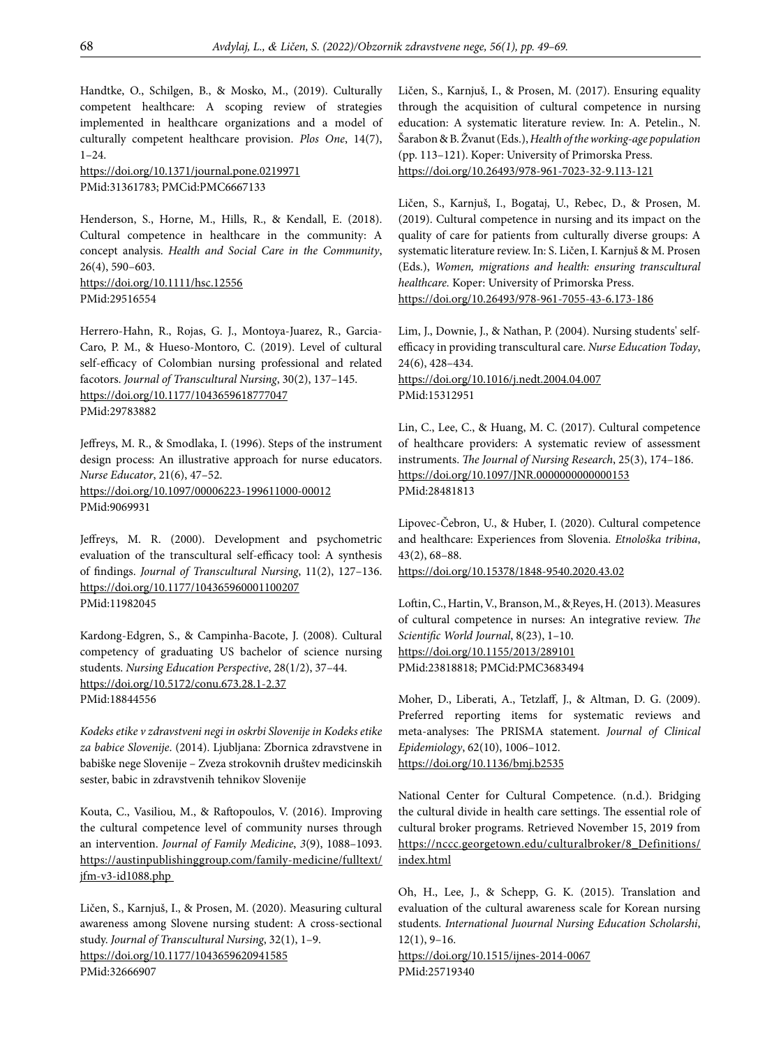Handtke, O., Schilgen, B., & Mosko, M., (2019). Culturally competent healthcare: A scoping review of strategies implemented in healthcare organizations and a model of culturally competent healthcare provision. *Plos One*, 14(7), 1–24.
https://doi.org/10.1371/journal.pone.0219971
PMid:31361783; PMCid:PMC6667133

Henderson, S., Horne, M., Hills, R., & Kendall, E. (2018). Cultural competence in healthcare in the community: A concept analysis. *Health and Social Care in the Community*, 26(4), 590–603.
https://doi.org/10.1111/hsc.12556
PMid:29516554

Herrero-Hahn, R., Rojas, G. J., Montoya-Juarez, R., Garcia-Caro, P. M., & Hueso-Montoro, C. (2019). Level of cultural self-efficacy of Colombian nursing professional and related facotors. *Journal of Transcultural Nursing*, 30(2), 137–145.
https://doi.org/10.1177/1043659618777047
PMid:29783882

Jeffreys, M. R., & Smodlaka, I. (1996). Steps of the instrument design process: An illustrative approach for nurse educators. *Nurse Educator*, 21(6), 47–52.
https://doi.org/10.1097/00006223-199611000-00012
PMid:9069931

Jeffreys, M. R. (2000). Development and psychometric evaluation of the transcultural self-efficacy tool: A synthesis of findings. *Journal of Transcultural Nursing*, 11(2), 127–136.
https://doi.org/10.1177/104365960001100207
PMid:11982045

Kardong-Edgren, S., & Campinha-Bacote, J. (2008). Cultural competency of graduating US bachelor of science nursing students. *Nursing Education Perspective*, 28(1/2), 37–44.
https://doi.org/10.5172/conu.673.28.1-2.37
PMid:18844556

*Kodeks etike v zdravstveni negi in oskrbi Slovenije in Kodeks etike za babice Slovenije*. (2014). Ljubljana: Zbornica zdravstvene in babiške nege Slovenije – Zveza strokovnih društev medicinskih sester, babic in zdravstvenih tehnikov Slovenije

Kouta, C., Vasiliou, M., & Raftopoulos, V. (2016). Improving the cultural competence level of community nurses through an intervention. *Journal of Family Medicine*, *3*(9), 1088–1093.
https://austinpublishinggroup.com/family-medicine/fulltext/jfm-v3-id1088.php

Ličen, S., Karnjuš, I., & Prosen, M. (2020). Measuring cultural awareness among Slovene nursing student: A cross-sectional study. *Journal of Transcultural Nursing*, 32(1), 1–9.
https://doi.org/10.1177/1043659620941585
PMid:32666907

Ličen, S., Karnjuš, I., & Prosen, M. (2017). Ensuring equality through the acquisition of cultural competence in nursing education: A systematic literature review. In: A. Petelin., N. Šarabon & B. Žvanut (Eds.), *Health of the working-age population* (pp. 113–121). Koper: University of Primorska Press.
https://doi.org/10.26493/978-961-7023-32-9.113-121

Ličen, S., Karnjuš, I., Bogataj, U., Rebec, D., & Prosen, M. (2019). Cultural competence in nursing and its impact on the quality of care for patients from culturally diverse groups: A systematic literature review. In: S. Ličen, I. Karnjuš & M. Prosen (Eds.), *Women, migrations and health: ensuring transcultural healthcare.* Koper: University of Primorska Press.
https://doi.org/10.26493/978-961-7055-43-6.173-186

Lim, J., Downie, J., & Nathan, P. (2004). Nursing students' self-efficacy in providing transcultural care. *Nurse Education Today*, 24(6), 428–434.
https://doi.org/10.1016/j.nedt.2004.04.007
PMid:15312951

Lin, C., Lee, C., & Huang, M. C. (2017). Cultural competence of healthcare providers: A systematic review of assessment instruments. *The Journal of Nursing Research*, 25(3), 174–186.
https://doi.org/10.1097/JNR.0000000000000153
PMid:28481813

Lipovec-Čebron, U., & Huber, I. (2020). Cultural competence and healthcare: Experiences from Slovenia. *Etnološka tribina*, 43(2), 68–88.
https://doi.org/10.15378/1848-9540.2020.43.02

Loftin, C., Hartin, V., Branson, M., & Reyes, H. (2013). Measures of cultural competence in nurses: An integrative review. *The Scientific World Journal*, 8(23), 1–10.
https://doi.org/10.1155/2013/289101
PMid:23818818; PMCid:PMC3683494

Moher, D., Liberati, A., Tetzlaff, J., & Altman, D. G. (2009). Preferred reporting items for systematic reviews and meta-analyses: The PRISMA statement. *Journal of Clinical Epidemiology*, 62(10), 1006–1012.
https://doi.org/10.1136/bmj.b2535

National Center for Cultural Competence. (n.d.). Bridging the cultural divide in health care settings. The essential role of cultural broker programs. Retrieved November 15, 2019 from https://nccc.georgetown.edu/culturalbroker/8_Definitions/index.html

Oh, H., Lee, J., & Schepp, G. K. (2015). Translation and evaluation of the cultural awareness scale for Korean nursing students. *International Juournal Nursing Education Scholarshi*, 12(1), 9–16.
https://doi.org/10.1515/ijnes-2014-0067
PMid:25719340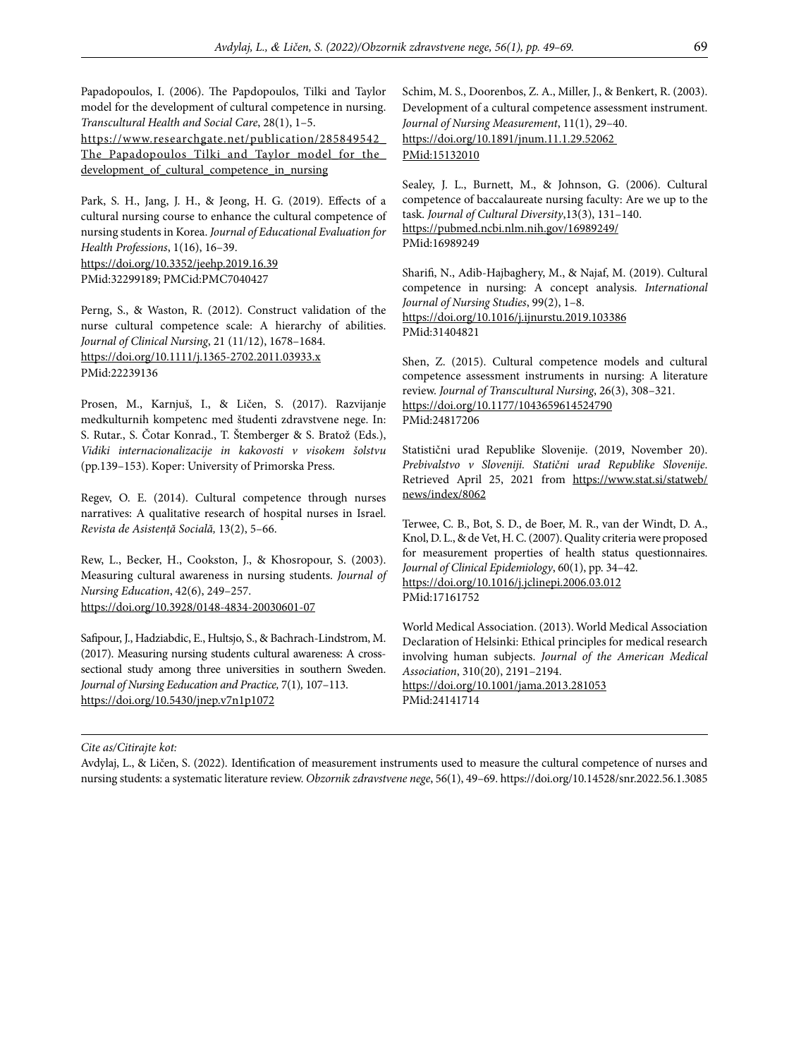Papadopoulos, I. (2006). The Papdopoulos, Tilki and Taylor model for the development of cultural competence in nursing. *Transcultural Health and Social Care*, 28(1), 1–5. https://www.researchgate.net/publication/285849542_The_Papadopoulos_Tilki_and_Taylor_model_for_the_development_of_cultural_competence_in_nursing

Park, S. H., Jang, J. H., & Jeong, H. G. (2019). Effects of a cultural nursing course to enhance the cultural competence of nursing students in Korea. *Journal of Educational Evaluation for Health Professions*, 1(16), 16–39. https://doi.org/10.3352/jeehp.2019.16.39 PMid:32299189; PMCid:PMC7040427

Perng, S., & Waston, R. (2012). Construct validation of the nurse cultural competence scale: A hierarchy of abilities. *Journal of Clinical Nursing*, 21 (11/12), 1678–1684. https://doi.org/10.1111/j.1365-2702.2011.03933.x PMid:22239136

Prosen, M., Karnjuš, I., & Ličen, S. (2017). Razvijanje medkulturnih kompetenc med študenti zdravstvene nege. In: S. Rutar., S. Čotar Konrad., T. Štemberger & S. Bratož (Eds.), *Vidiki internacionalizacije in kakovosti v visokem šolstvu* (pp.139–153). Koper: University of Primorska Press.

Regev, O. E. (2014). Cultural competence through nurses narratives: A qualitative research of hospital nurses in Israel. *Revista de Asistență Socială*, 13(2), 5–66.

Rew, L., Becker, H., Cookston, J., & Khosropour, S. (2003). Measuring cultural awareness in nursing students. *Journal of Nursing Education*, 42(6), 249–257. https://doi.org/10.3928/0148-4834-20030601-07

Safipour, J., Hadziabdic, E., Hultsjo, S., & Bachrach-Lindstrom, M. (2017). Measuring nursing students cultural awareness: A cross-sectional study among three universities in southern Sweden. *Journal of Nursing Eeducation and Practice,* 7(1)*,* 107–113. https://doi.org/10.5430/jnep.v7n1p1072

Schim, M. S., Doorenbos, Z. A., Miller, J., & Benkert, R. (2003). Development of a cultural competence assessment instrument. *Journal of Nursing Measurement*, 11(1), 29–40. https://doi.org/10.1891/jnum.11.1.29.52062 PMid:15132010

Sealey, J. L., Burnett, M., & Johnson, G. (2006). Cultural competence of baccalaureate nursing faculty: Are we up to the task. *Journal of Cultural Diversity*,13(3), 131–140. https://pubmed.ncbi.nlm.nih.gov/16989249/ PMid:16989249

Sharifi, N., Adib-Hajbaghery, M., & Najaf, M. (2019). Cultural competence in nursing: A concept analysis. *International Journal of Nursing Studies*, 99(2), 1–8. https://doi.org/10.1016/j.ijnurstu.2019.103386 PMid:31404821

Shen, Z. (2015). Cultural competence models and cultural competence assessment instruments in nursing: A literature review. *Journal of Transcultural Nursing*, 26(3), 308–321. https://doi.org/10.1177/1043659614524790 PMid:24817206

Statistični urad Republike Slovenije. (2019, November 20). *Prebivalstvo v Sloveniji. Statični urad Republike Slovenije.* Retrieved April 25, 2021 from https://www.stat.si/statweb/news/index/8062

Terwee, C. B., Bot, S. D., de Boer, M. R., van der Windt, D. A., Knol, D. L., & de Vet, H. C. (2007). Quality criteria were proposed for measurement properties of health status questionnaires. *Journal of Clinical Epidemiology*, 60(1), pp. 34–42. https://doi.org/10.1016/j.jclinepi.2006.03.012 PMid:17161752

World Medical Association. (2013). World Medical Association Declaration of Helsinki: Ethical principles for medical research involving human subjects. *Journal of the American Medical Association*, 310(20), 2191–2194. https://doi.org/10.1001/jama.2013.281053 PMid:24141714

---

*Cite as/Citirajte kot:*

Avdylaj, L., & Ličen, S. (2022). Identification of measurement instruments used to measure the cultural competence of nurses and nursing students: a systematic literature review. *Obzornik zdravstvene nege*, 56(1), 49–69. https://doi.org/10.14528/snr.2022.56.1.3085